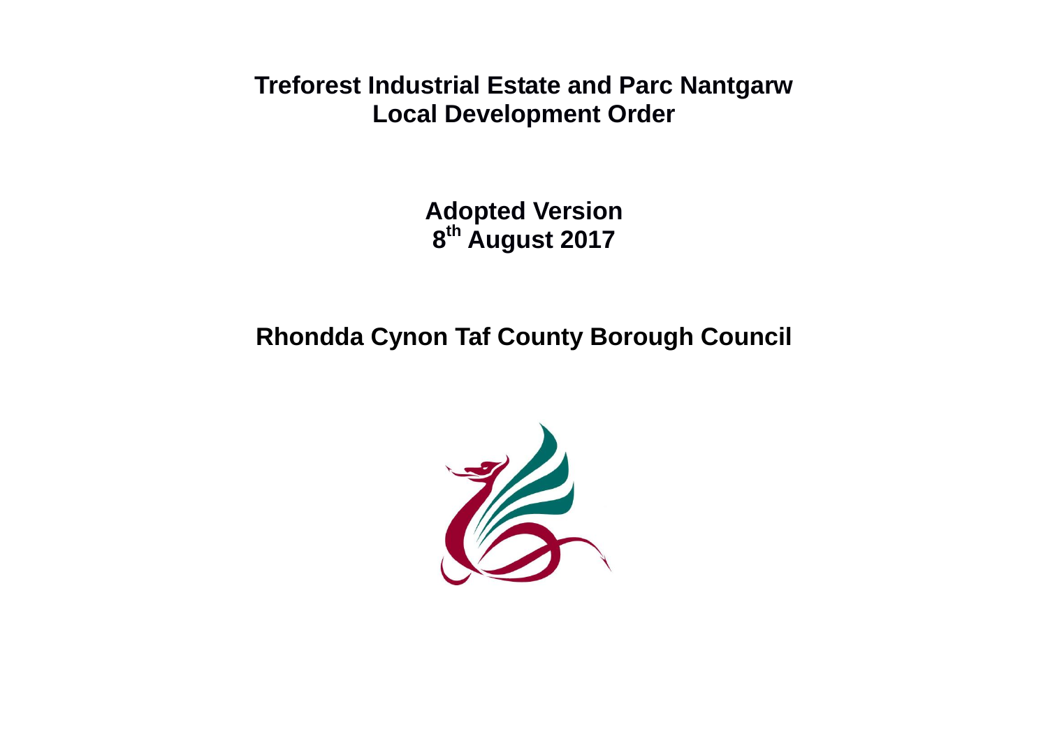# Treforest Industrial Estate and Parc Nantgarw
# Local Development Order

## Adopted Version
## 8th August 2017

## Rhondda Cynon Taf County Borough Council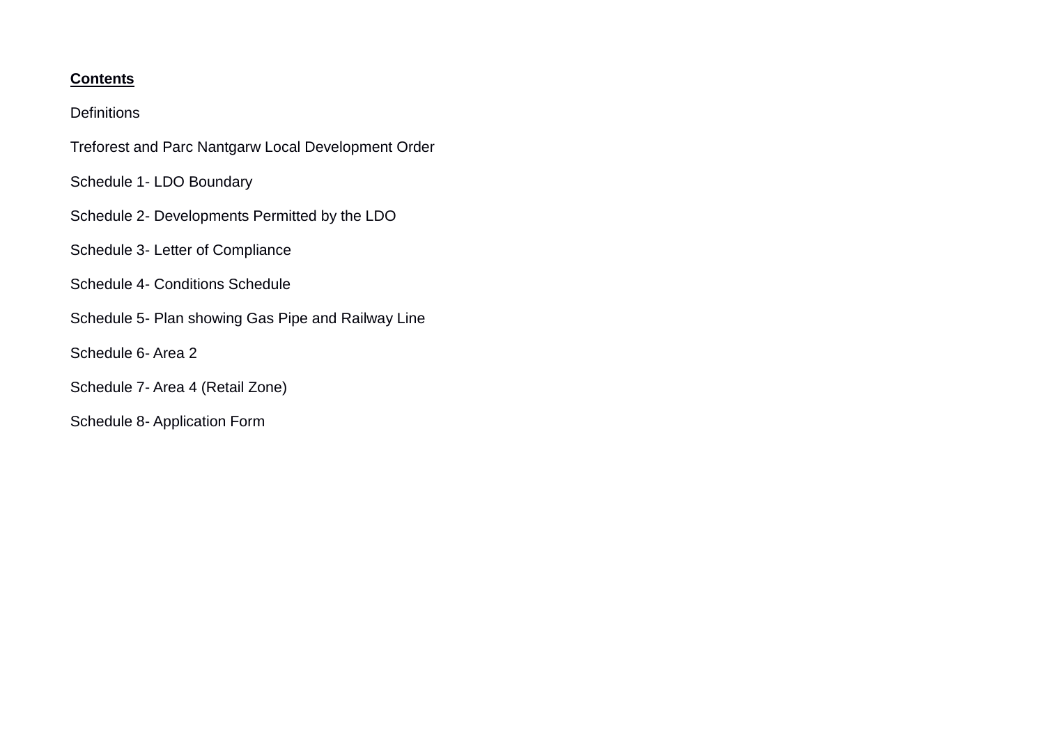**Contents**

Definitions

Treforest and Parc Nantgarw Local Development Order

Schedule 1- LDO Boundary

Schedule 2- Developments Permitted by the LDO

Schedule 3- Letter of Compliance

Schedule 4- Conditions Schedule

Schedule 5- Plan showing Gas Pipe and Railway Line

Schedule 6- Area 2

Schedule 7- Area 4 (Retail Zone)

Schedule 8- Application Form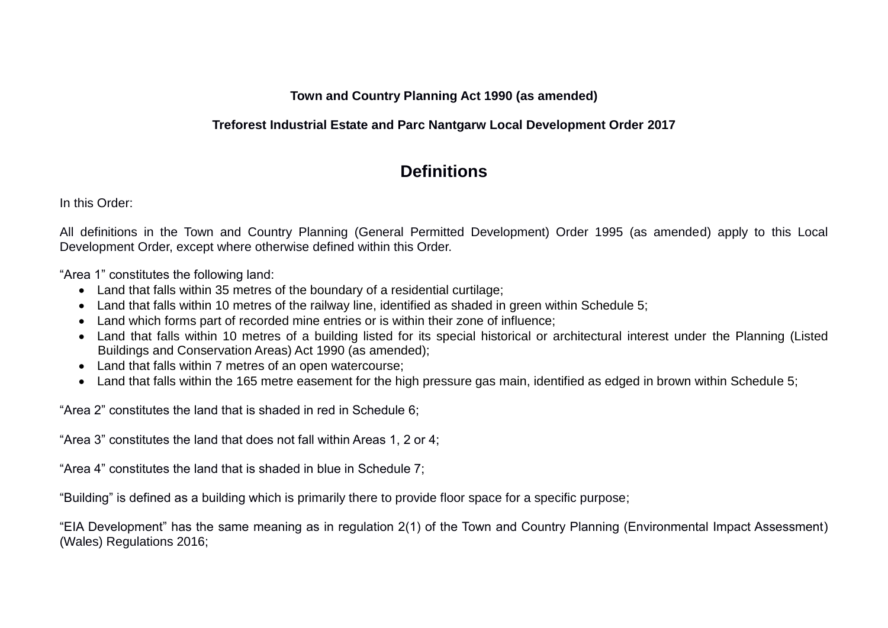**Town and Country Planning Act 1990 (as amended)**

**Treforest Industrial Estate and Parc Nantgarw Local Development Order 2017**

## Definitions

In this Order:

All definitions in the Town and Country Planning (General Permitted Development) Order 1995 (as amended) apply to this Local Development Order, except where otherwise defined within this Order.

"Area 1" constitutes the following land:

- Land that falls within 35 metres of the boundary of a residential curtilage;
- Land that falls within 10 metres of the railway line, identified as shaded in green within Schedule 5;
- Land which forms part of recorded mine entries or is within their zone of influence;
- Land that falls within 10 metres of a building listed for its special historical or architectural interest under the Planning (Listed Buildings and Conservation Areas) Act 1990 (as amended);
- Land that falls within 7 metres of an open watercourse;
- Land that falls within the 165 metre easement for the high pressure gas main, identified as edged in brown within Schedule 5;

"Area 2" constitutes the land that is shaded in red in Schedule 6;

"Area 3" constitutes the land that does not fall within Areas 1, 2 or 4;

"Area 4" constitutes the land that is shaded in blue in Schedule 7;

"Building" is defined as a building which is primarily there to provide floor space for a specific purpose;

"EIA Development" has the same meaning as in regulation 2(1) of the Town and Country Planning (Environmental Impact Assessment) (Wales) Regulations 2016;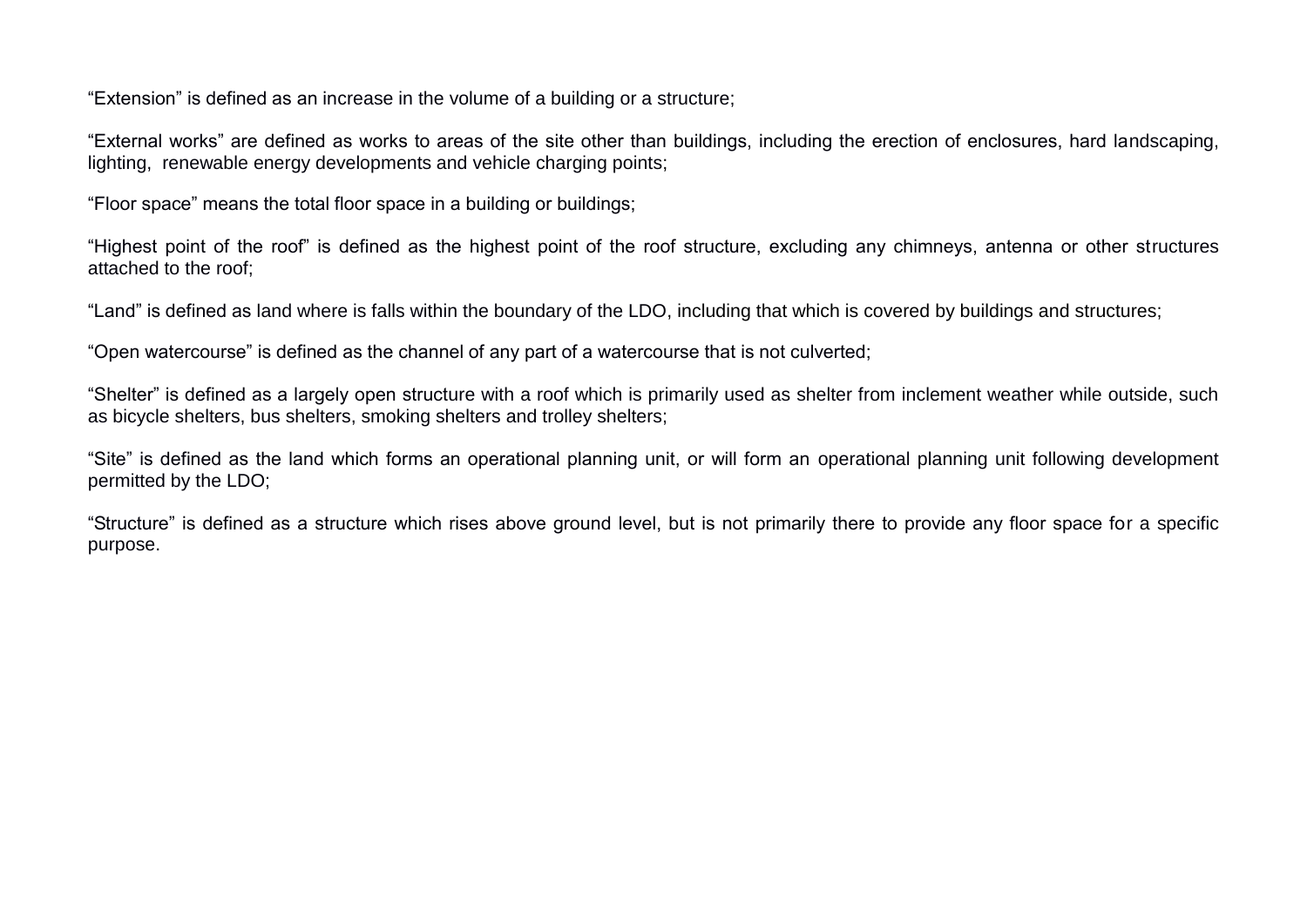"Extension" is defined as an increase in the volume of a building or a structure;

"External works" are defined as works to areas of the site other than buildings, including the erection of enclosures, hard landscaping, lighting, renewable energy developments and vehicle charging points;

"Floor space" means the total floor space in a building or buildings;

"Highest point of the roof" is defined as the highest point of the roof structure, excluding any chimneys, antenna or other structures attached to the roof;

"Land" is defined as land where is falls within the boundary of the LDO, including that which is covered by buildings and structures;

"Open watercourse" is defined as the channel of any part of a watercourse that is not culverted;

"Shelter" is defined as a largely open structure with a roof which is primarily used as shelter from inclement weather while outside, such as bicycle shelters, bus shelters, smoking shelters and trolley shelters;

"Site" is defined as the land which forms an operational planning unit, or will form an operational planning unit following development permitted by the LDO;

"Structure" is defined as a structure which rises above ground level, but is not primarily there to provide any floor space for a specific purpose.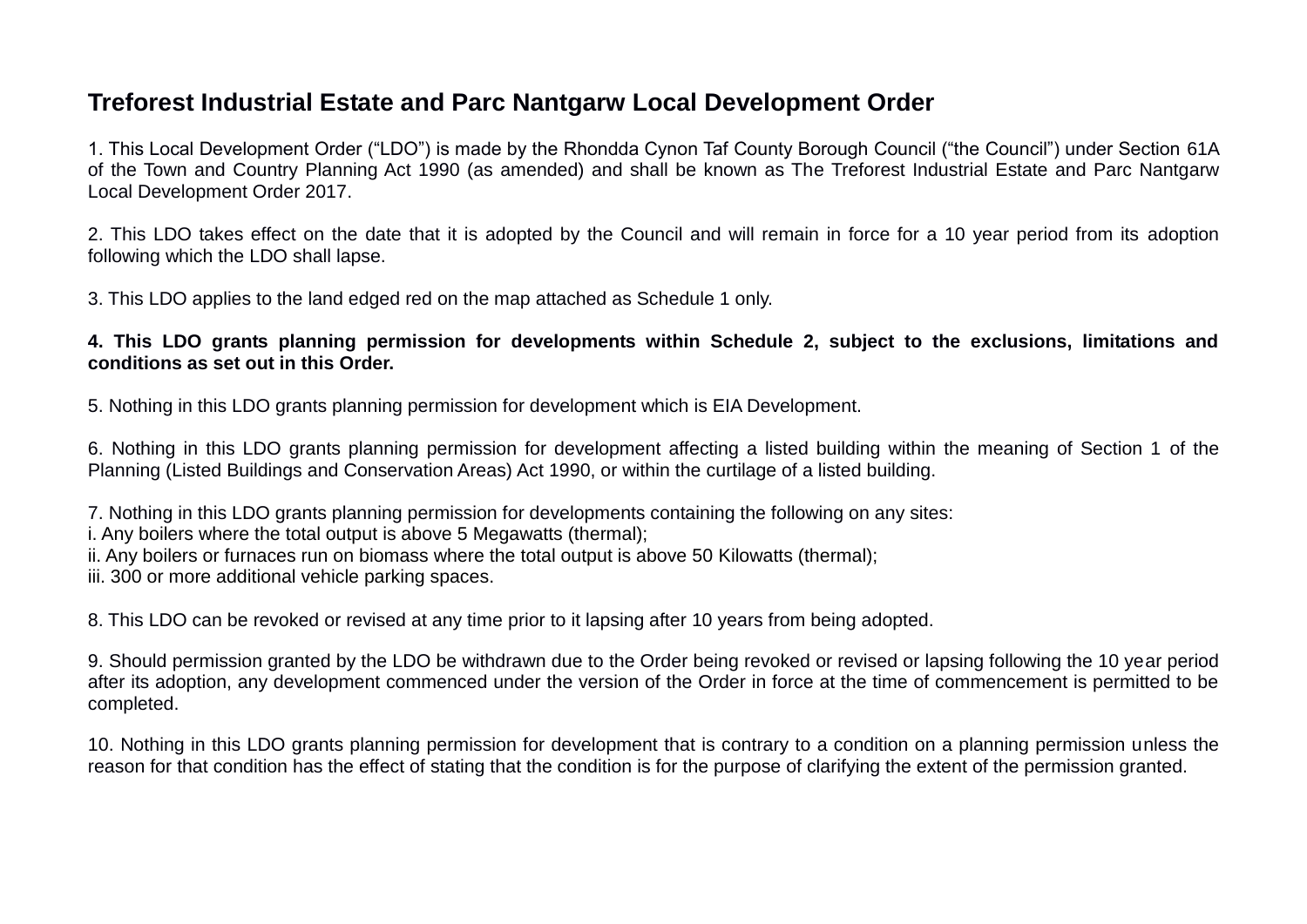## Treforest Industrial Estate and Parc Nantgarw Local Development Order

1. This Local Development Order ("LDO") is made by the Rhondda Cynon Taf County Borough Council ("the Council") under Section 61A of the Town and Country Planning Act 1990 (as amended) and shall be known as The Treforest Industrial Estate and Parc Nantgarw Local Development Order 2017.

2. This LDO takes effect on the date that it is adopted by the Council and will remain in force for a 10 year period from its adoption following which the LDO shall lapse.

3. This LDO applies to the land edged red on the map attached as Schedule 1 only.

**4. This LDO grants planning permission for developments within Schedule 2, subject to the exclusions, limitations and conditions as set out in this Order.**

5. Nothing in this LDO grants planning permission for development which is EIA Development.

6. Nothing in this LDO grants planning permission for development affecting a listed building within the meaning of Section 1 of the Planning (Listed Buildings and Conservation Areas) Act 1990, or within the curtilage of a listed building.

7. Nothing in this LDO grants planning permission for developments containing the following on any sites:
i. Any boilers where the total output is above 5 Megawatts (thermal);
ii. Any boilers or furnaces run on biomass where the total output is above 50 Kilowatts (thermal);
iii. 300 or more additional vehicle parking spaces.

8. This LDO can be revoked or revised at any time prior to it lapsing after 10 years from being adopted.

9. Should permission granted by the LDO be withdrawn due to the Order being revoked or revised or lapsing following the 10 year period after its adoption, any development commenced under the version of the Order in force at the time of commencement is permitted to be completed.

10. Nothing in this LDO grants planning permission for development that is contrary to a condition on a planning permission unless the reason for that condition has the effect of stating that the condition is for the purpose of clarifying the extent of the permission granted.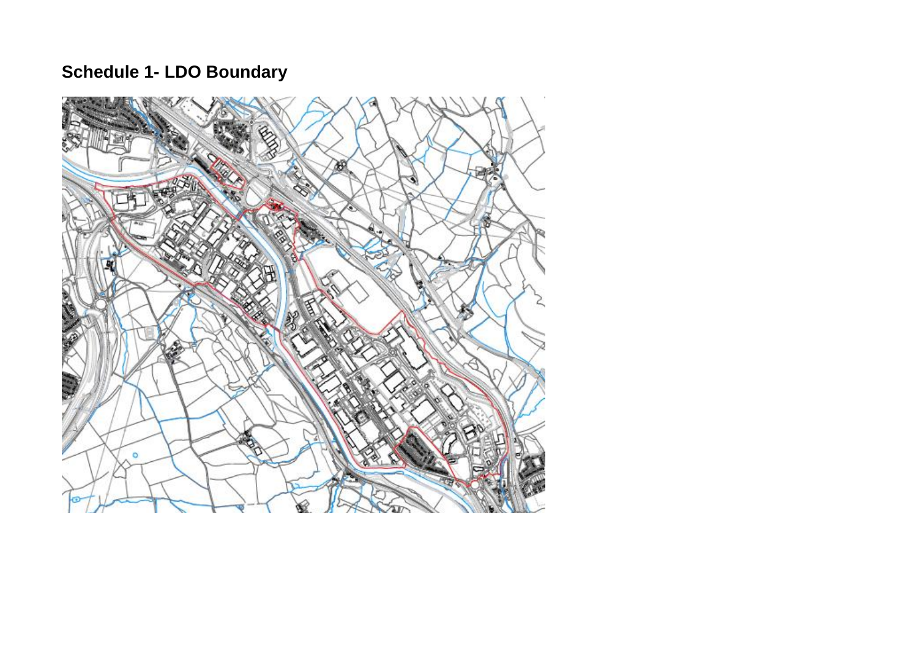## Schedule 1- LDO Boundary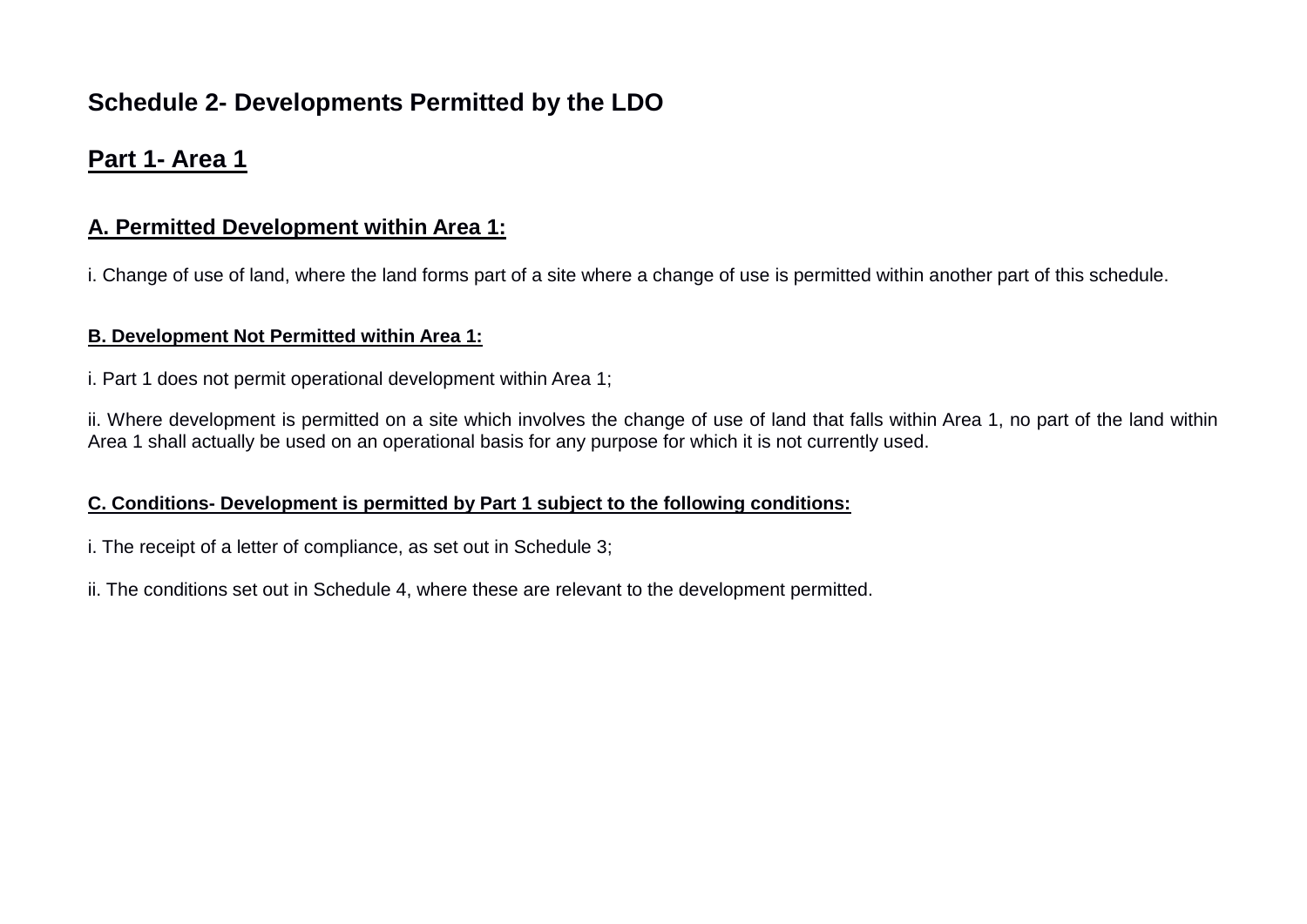## Schedule 2- Developments Permitted by the LDO

## Part 1- Area 1

### A. Permitted Development within Area 1:

i. Change of use of land, where the land forms part of a site where a change of use is permitted within another part of this schedule.

#### B. Development Not Permitted within Area 1:

i. Part 1 does not permit operational development within Area 1;

ii. Where development is permitted on a site which involves the change of use of land that falls within Area 1, no part of the land within Area 1 shall actually be used on an operational basis for any purpose for which it is not currently used.

#### C. Conditions- Development is permitted by Part 1 subject to the following conditions:

i. The receipt of a letter of compliance, as set out in Schedule 3;

ii. The conditions set out in Schedule 4, where these are relevant to the development permitted.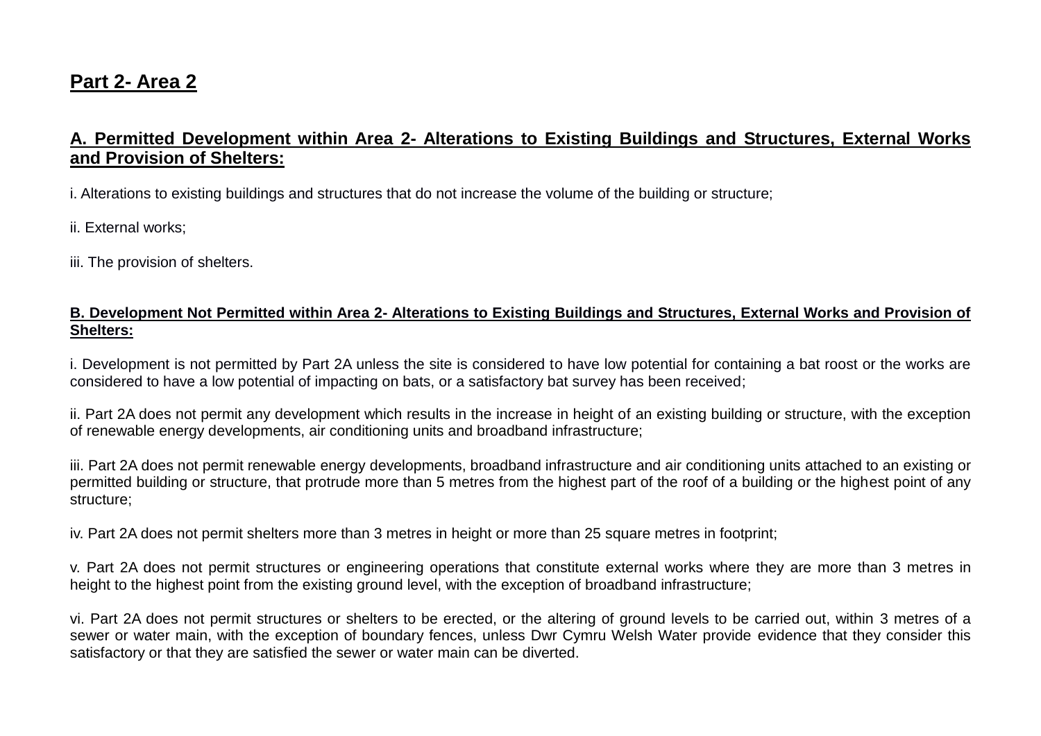## Part 2- Area 2

### A. Permitted Development within Area 2- Alterations to Existing Buildings and Structures, External Works and Provision of Shelters:

i. Alterations to existing buildings and structures that do not increase the volume of the building or structure;

ii. External works;

iii. The provision of shelters.

#### B. Development Not Permitted within Area 2- Alterations to Existing Buildings and Structures, External Works and Provision of Shelters:

i. Development is not permitted by Part 2A unless the site is considered to have low potential for containing a bat roost or the works are considered to have a low potential of impacting on bats, or a satisfactory bat survey has been received;

ii. Part 2A does not permit any development which results in the increase in height of an existing building or structure, with the exception of renewable energy developments, air conditioning units and broadband infrastructure;

iii. Part 2A does not permit renewable energy developments, broadband infrastructure and air conditioning units attached to an existing or permitted building or structure, that protrude more than 5 metres from the highest part of the roof of a building or the highest point of any structure;

iv. Part 2A does not permit shelters more than 3 metres in height or more than 25 square metres in footprint;

v. Part 2A does not permit structures or engineering operations that constitute external works where they are more than 3 metres in height to the highest point from the existing ground level, with the exception of broadband infrastructure;

vi. Part 2A does not permit structures or shelters to be erected, or the altering of ground levels to be carried out, within 3 metres of a sewer or water main, with the exception of boundary fences, unless Dwr Cymru Welsh Water provide evidence that they consider this satisfactory or that they are satisfied the sewer or water main can be diverted.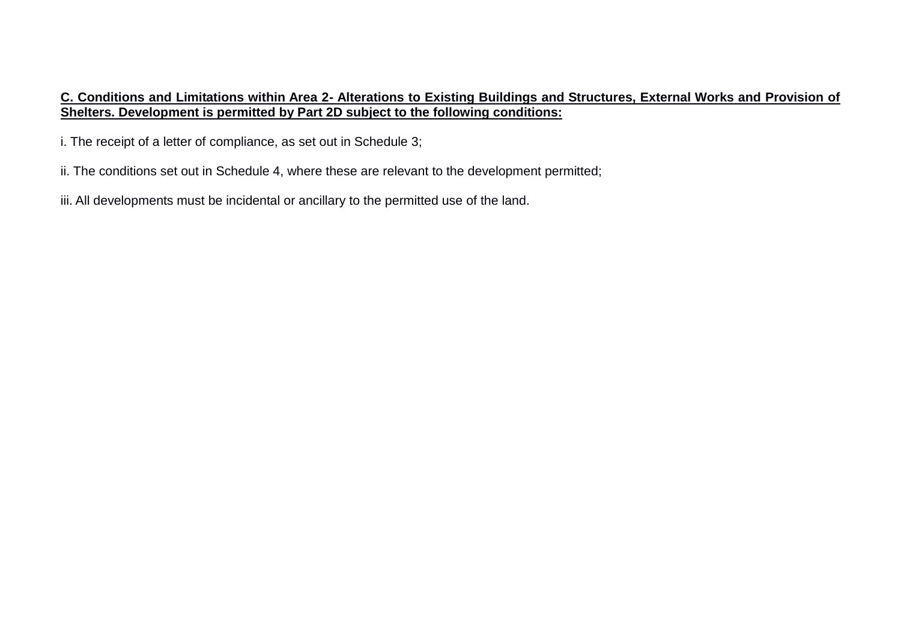**C. Conditions and Limitations within Area 2- Alterations to Existing Buildings and Structures, External Works and Provision of Shelters. Development is permitted by Part 2D subject to the following conditions:**

i. The receipt of a letter of compliance, as set out in Schedule 3;

ii. The conditions set out in Schedule 4, where these are relevant to the development permitted;

iii. All developments must be incidental or ancillary to the permitted use of the land.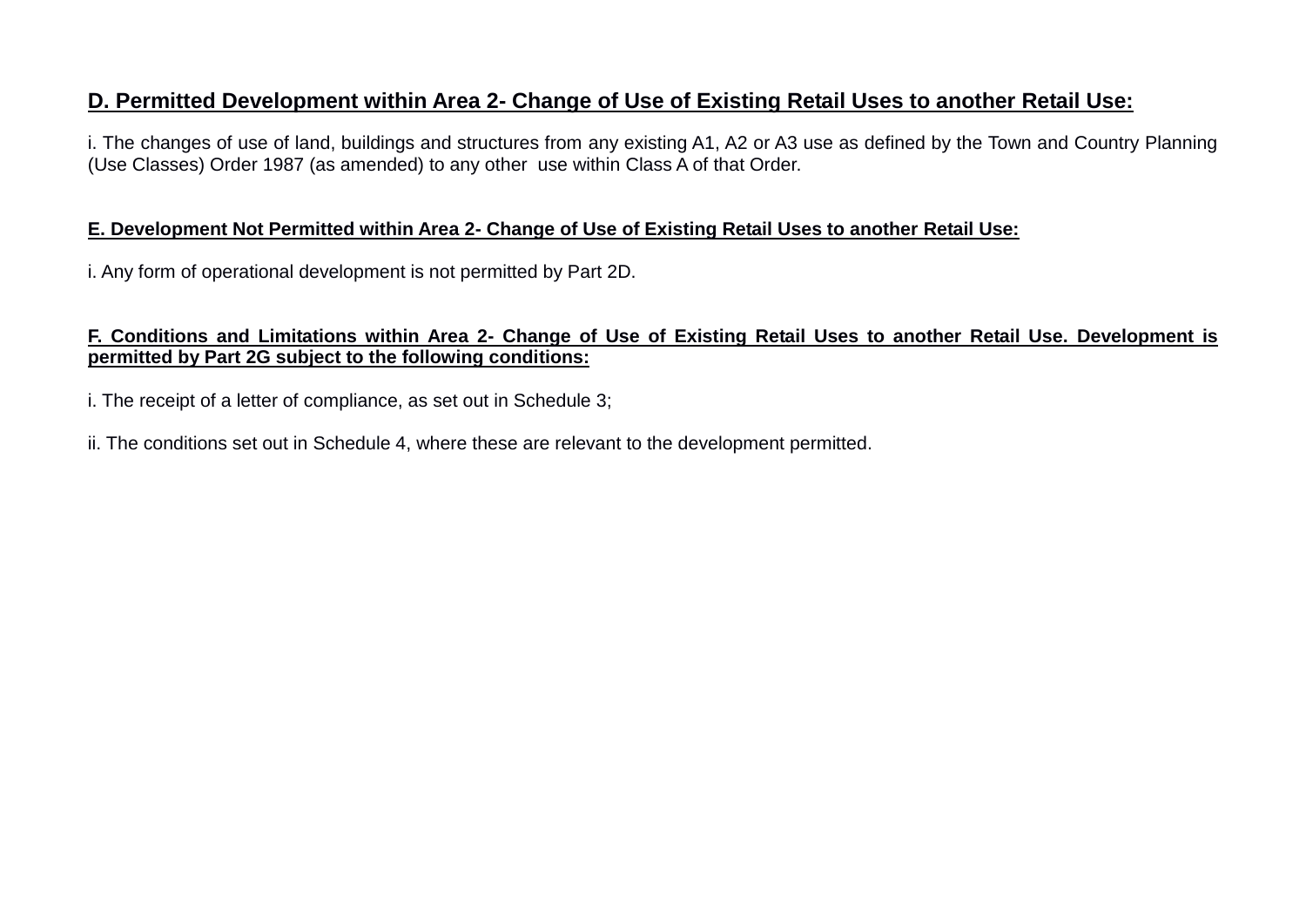## D. Permitted Development within Area 2- Change of Use of Existing Retail Uses to another Retail Use:

i. The changes of use of land, buildings and structures from any existing A1, A2 or A3 use as defined by the Town and Country Planning (Use Classes) Order 1987 (as amended) to any other use within Class A of that Order.

### E. Development Not Permitted within Area 2- Change of Use of Existing Retail Uses to another Retail Use:

i. Any form of operational development is not permitted by Part 2D.

### F. Conditions and Limitations within Area 2- Change of Use of Existing Retail Uses to another Retail Use. Development is permitted by Part 2G subject to the following conditions:

i. The receipt of a letter of compliance, as set out in Schedule 3;

ii. The conditions set out in Schedule 4, where these are relevant to the development permitted.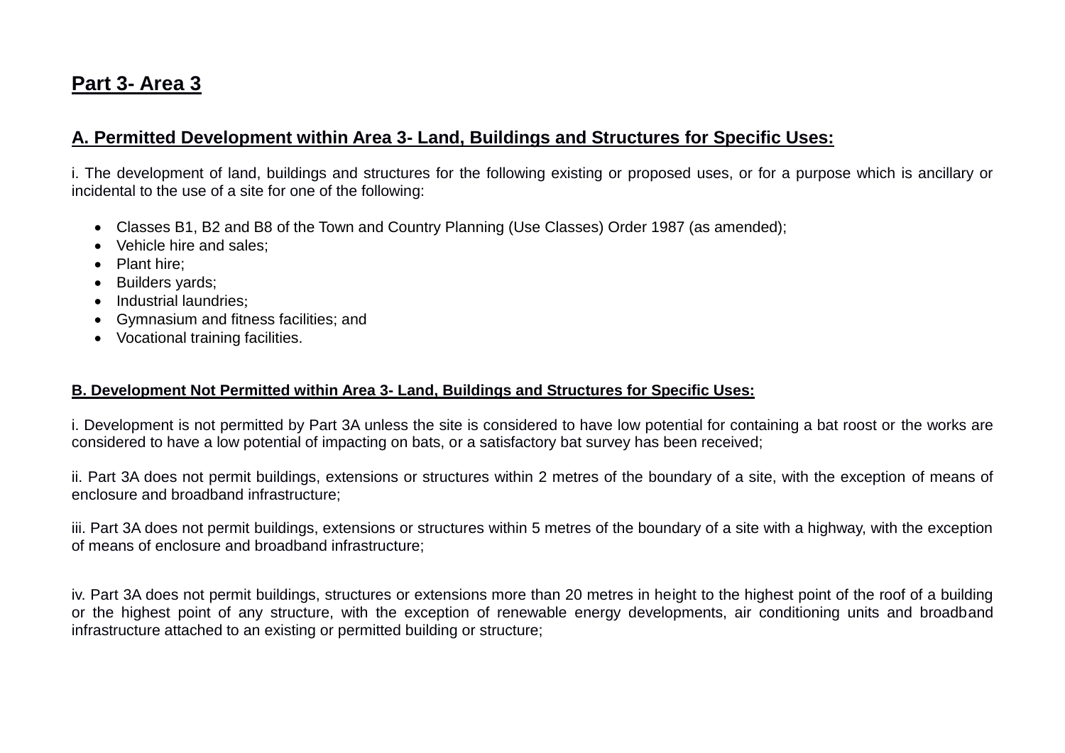## Part 3- Area 3

### A. Permitted Development within Area 3- Land, Buildings and Structures for Specific Uses:

i. The development of land, buildings and structures for the following existing or proposed uses, or for a purpose which is ancillary or incidental to the use of a site for one of the following:

- Classes B1, B2 and B8 of the Town and Country Planning (Use Classes) Order 1987 (as amended);
- Vehicle hire and sales;
- Plant hire;
- Builders yards;
- Industrial laundries;
- Gymnasium and fitness facilities; and
- Vocational training facilities.

#### B. Development Not Permitted within Area 3- Land, Buildings and Structures for Specific Uses:

i. Development is not permitted by Part 3A unless the site is considered to have low potential for containing a bat roost or the works are considered to have a low potential of impacting on bats, or a satisfactory bat survey has been received;

ii. Part 3A does not permit buildings, extensions or structures within 2 metres of the boundary of a site, with the exception of means of enclosure and broadband infrastructure;

iii. Part 3A does not permit buildings, extensions or structures within 5 metres of the boundary of a site with a highway, with the exception of means of enclosure and broadband infrastructure;

iv. Part 3A does not permit buildings, structures or extensions more than 20 metres in height to the highest point of the roof of a building or the highest point of any structure, with the exception of renewable energy developments, air conditioning units and broadband infrastructure attached to an existing or permitted building or structure;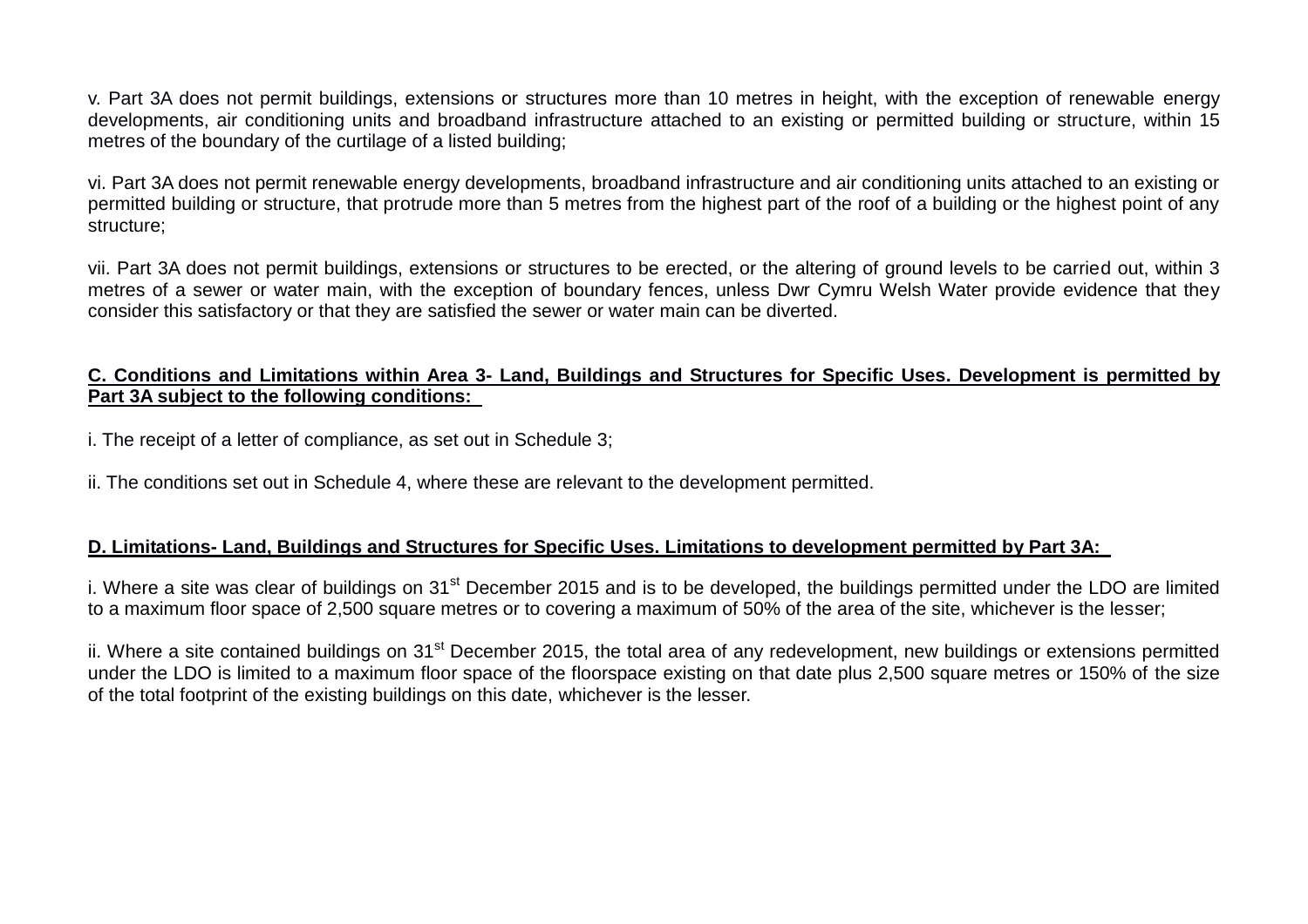v. Part 3A does not permit buildings, extensions or structures more than 10 metres in height, with the exception of renewable energy developments, air conditioning units and broadband infrastructure attached to an existing or permitted building or structure, within 15 metres of the boundary of the curtilage of a listed building;

vi. Part 3A does not permit renewable energy developments, broadband infrastructure and air conditioning units attached to an existing or permitted building or structure, that protrude more than 5 metres from the highest part of the roof of a building or the highest point of any structure;

vii. Part 3A does not permit buildings, extensions or structures to be erected, or the altering of ground levels to be carried out, within 3 metres of a sewer or water main, with the exception of boundary fences, unless Dwr Cymru Welsh Water provide evidence that they consider this satisfactory or that they are satisfied the sewer or water main can be diverted.

**C. Conditions and Limitations within Area 3- Land, Buildings and Structures for Specific Uses. Development is permitted by Part 3A subject to the following conditions:**

i. The receipt of a letter of compliance, as set out in Schedule 3;

ii. The conditions set out in Schedule 4, where these are relevant to the development permitted.

**D. Limitations- Land, Buildings and Structures for Specific Uses. Limitations to development permitted by Part 3A:**

i. Where a site was clear of buildings on 31st December 2015 and is to be developed, the buildings permitted under the LDO are limited to a maximum floor space of 2,500 square metres or to covering a maximum of 50% of the area of the site, whichever is the lesser;

ii. Where a site contained buildings on 31st December 2015, the total area of any redevelopment, new buildings or extensions permitted under the LDO is limited to a maximum floor space of the floorspace existing on that date plus 2,500 square metres or 150% of the size of the total footprint of the existing buildings on this date, whichever is the lesser.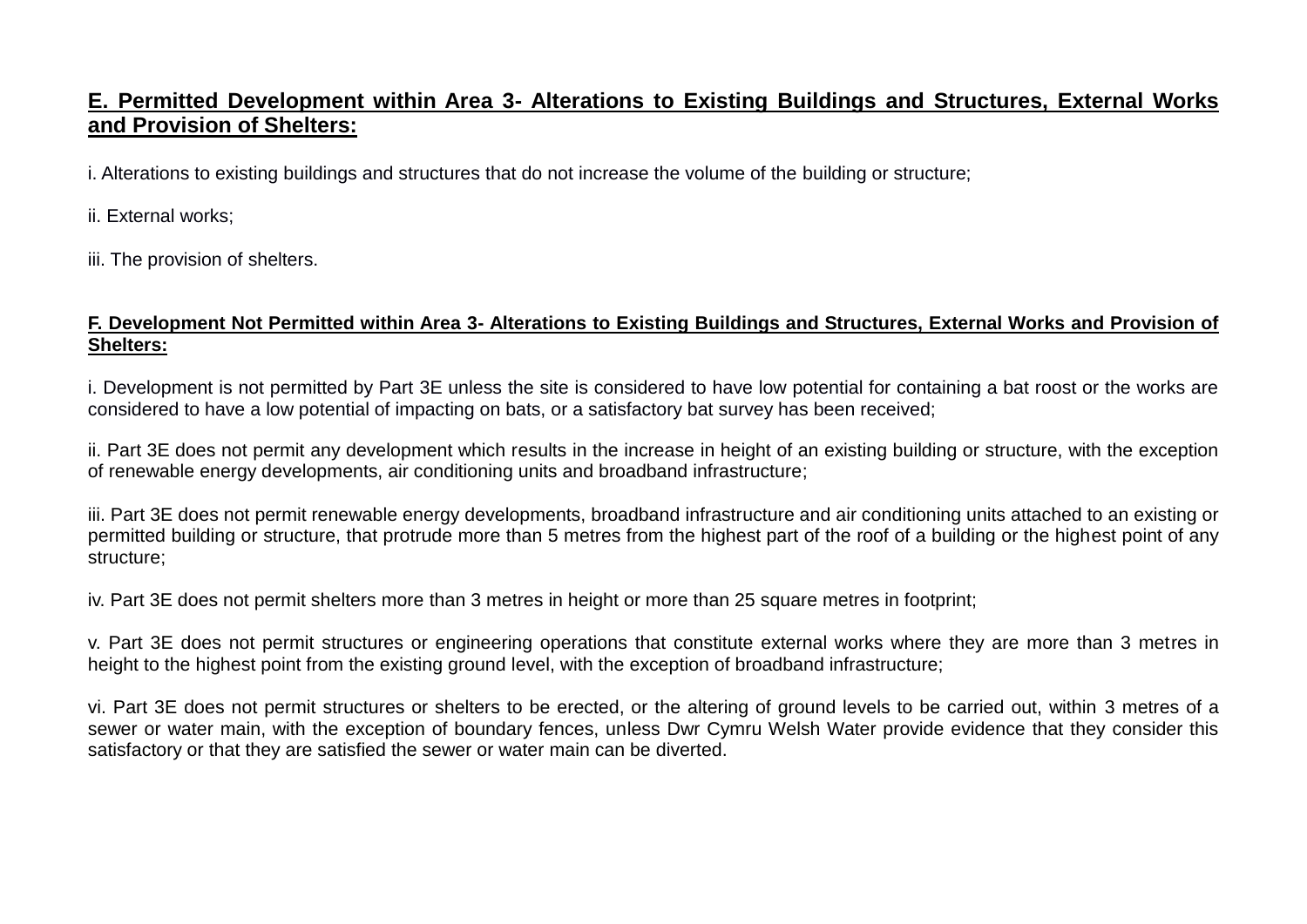**E. Permitted Development within Area 3- Alterations to Existing Buildings and Structures, External Works and Provision of Shelters:**

i. Alterations to existing buildings and structures that do not increase the volume of the building or structure;

ii. External works;

iii. The provision of shelters.

**F. Development Not Permitted within Area 3- Alterations to Existing Buildings and Structures, External Works and Provision of Shelters:**

i. Development is not permitted by Part 3E unless the site is considered to have low potential for containing a bat roost or the works are considered to have a low potential of impacting on bats, or a satisfactory bat survey has been received;

ii. Part 3E does not permit any development which results in the increase in height of an existing building or structure, with the exception of renewable energy developments, air conditioning units and broadband infrastructure;

iii. Part 3E does not permit renewable energy developments, broadband infrastructure and air conditioning units attached to an existing or permitted building or structure, that protrude more than 5 metres from the highest part of the roof of a building or the highest point of any structure;

iv. Part 3E does not permit shelters more than 3 metres in height or more than 25 square metres in footprint;

v. Part 3E does not permit structures or engineering operations that constitute external works where they are more than 3 metres in height to the highest point from the existing ground level, with the exception of broadband infrastructure;

vi. Part 3E does not permit structures or shelters to be erected, or the altering of ground levels to be carried out, within 3 metres of a sewer or water main, with the exception of boundary fences, unless Dwr Cymru Welsh Water provide evidence that they consider this satisfactory or that they are satisfied the sewer or water main can be diverted.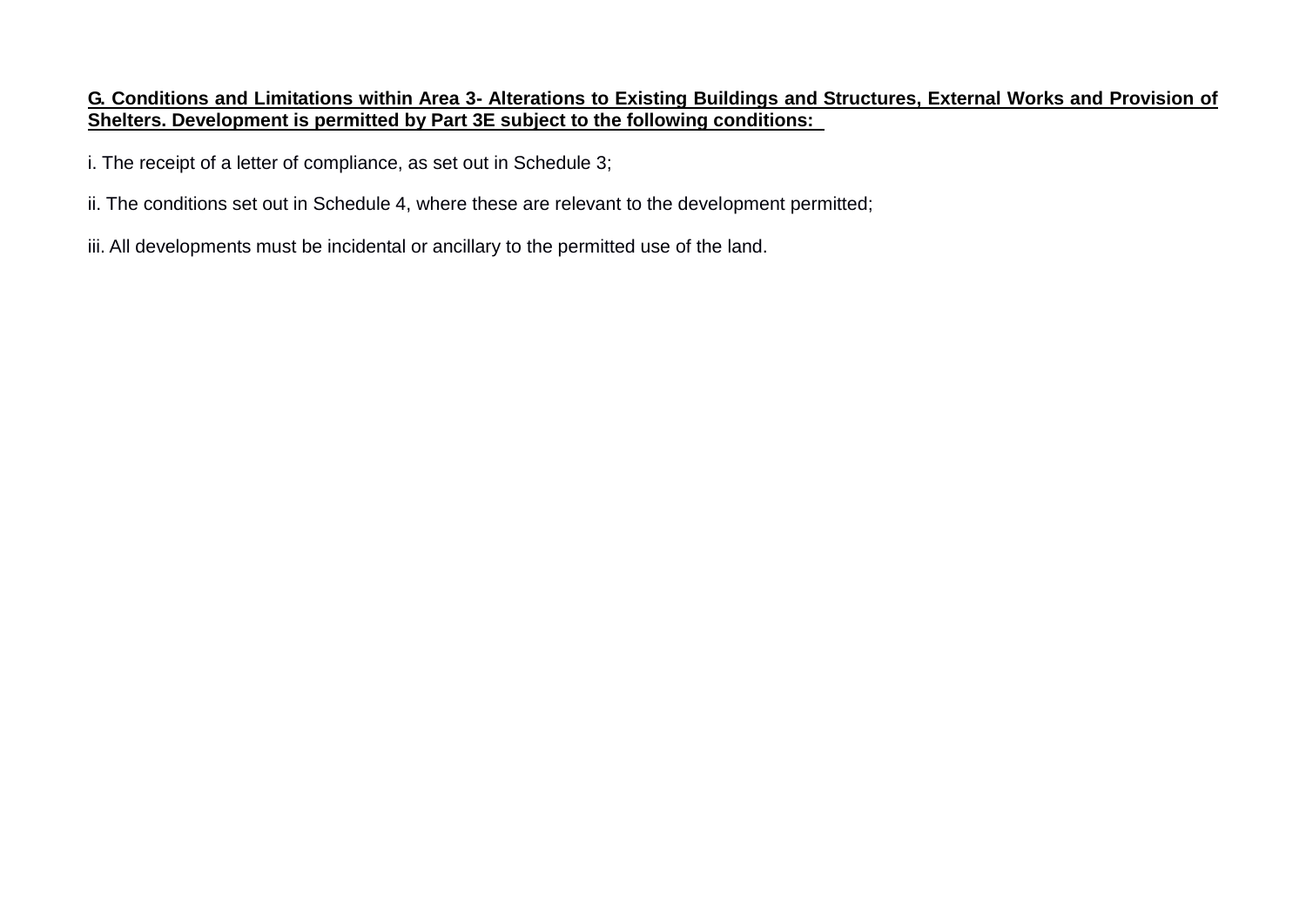**G. Conditions and Limitations within Area 3- Alterations to Existing Buildings and Structures, External Works and Provision of Shelters. Development is permitted by Part 3E subject to the following conditions:**

i. The receipt of a letter of compliance, as set out in Schedule 3;

ii. The conditions set out in Schedule 4, where these are relevant to the development permitted;

iii. All developments must be incidental or ancillary to the permitted use of the land.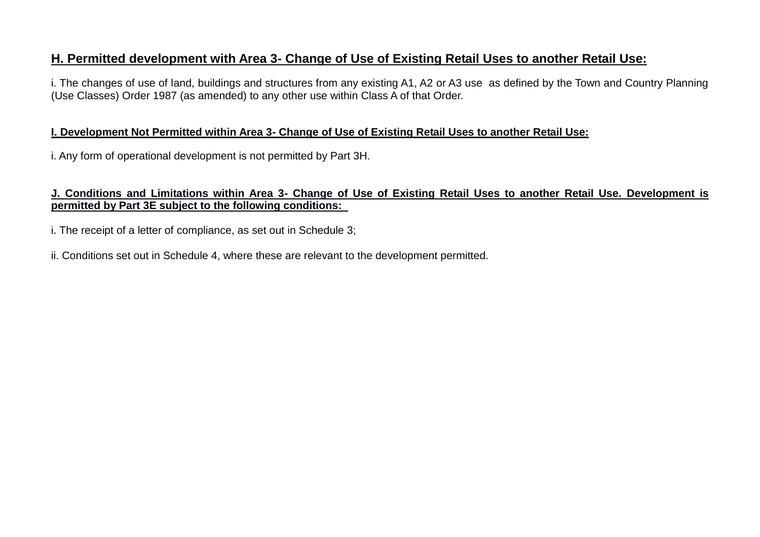## H. Permitted development with Area 3- Change of Use of Existing Retail Uses to another Retail Use:

i. The changes of use of land, buildings and structures from any existing A1, A2 or A3 use as defined by the Town and Country Planning (Use Classes) Order 1987 (as amended) to any other use within Class A of that Order.

### I. Development Not Permitted within Area 3- Change of Use of Existing Retail Uses to another Retail Use:

i. Any form of operational development is not permitted by Part 3H.

### J. Conditions and Limitations within Area 3- Change of Use of Existing Retail Uses to another Retail Use. Development is permitted by Part 3E subject to the following conditions:

i. The receipt of a letter of compliance, as set out in Schedule 3;

ii. Conditions set out in Schedule 4, where these are relevant to the development permitted.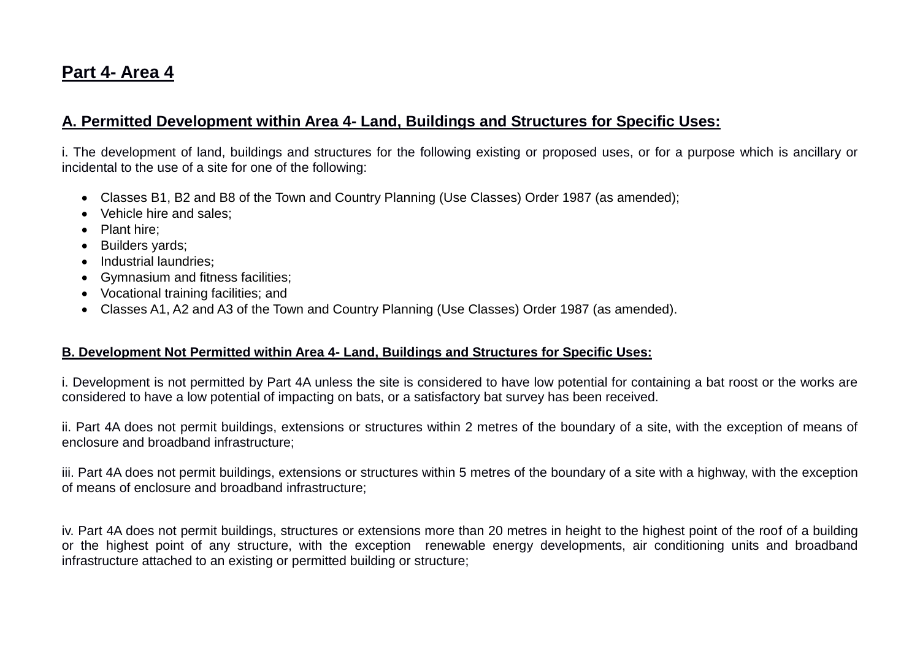## Part 4- Area 4

### A. Permitted Development within Area 4- Land, Buildings and Structures for Specific Uses:

i. The development of land, buildings and structures for the following existing or proposed uses, or for a purpose which is ancillary or incidental to the use of a site for one of the following:

- Classes B1, B2 and B8 of the Town and Country Planning (Use Classes) Order 1987 (as amended);
- Vehicle hire and sales;
- Plant hire;
- Builders yards;
- Industrial laundries;
- Gymnasium and fitness facilities;
- Vocational training facilities; and
- Classes A1, A2 and A3 of the Town and Country Planning (Use Classes) Order 1987 (as amended).

#### B. Development Not Permitted within Area 4- Land, Buildings and Structures for Specific Uses:

i. Development is not permitted by Part 4A unless the site is considered to have low potential for containing a bat roost or the works are considered to have a low potential of impacting on bats, or a satisfactory bat survey has been received.

ii. Part 4A does not permit buildings, extensions or structures within 2 metres of the boundary of a site, with the exception of means of enclosure and broadband infrastructure;

iii. Part 4A does not permit buildings, extensions or structures within 5 metres of the boundary of a site with a highway, with the exception of means of enclosure and broadband infrastructure;

iv. Part 4A does not permit buildings, structures or extensions more than 20 metres in height to the highest point of the roof of a building or the highest point of any structure, with the exception renewable energy developments, air conditioning units and broadband infrastructure attached to an existing or permitted building or structure;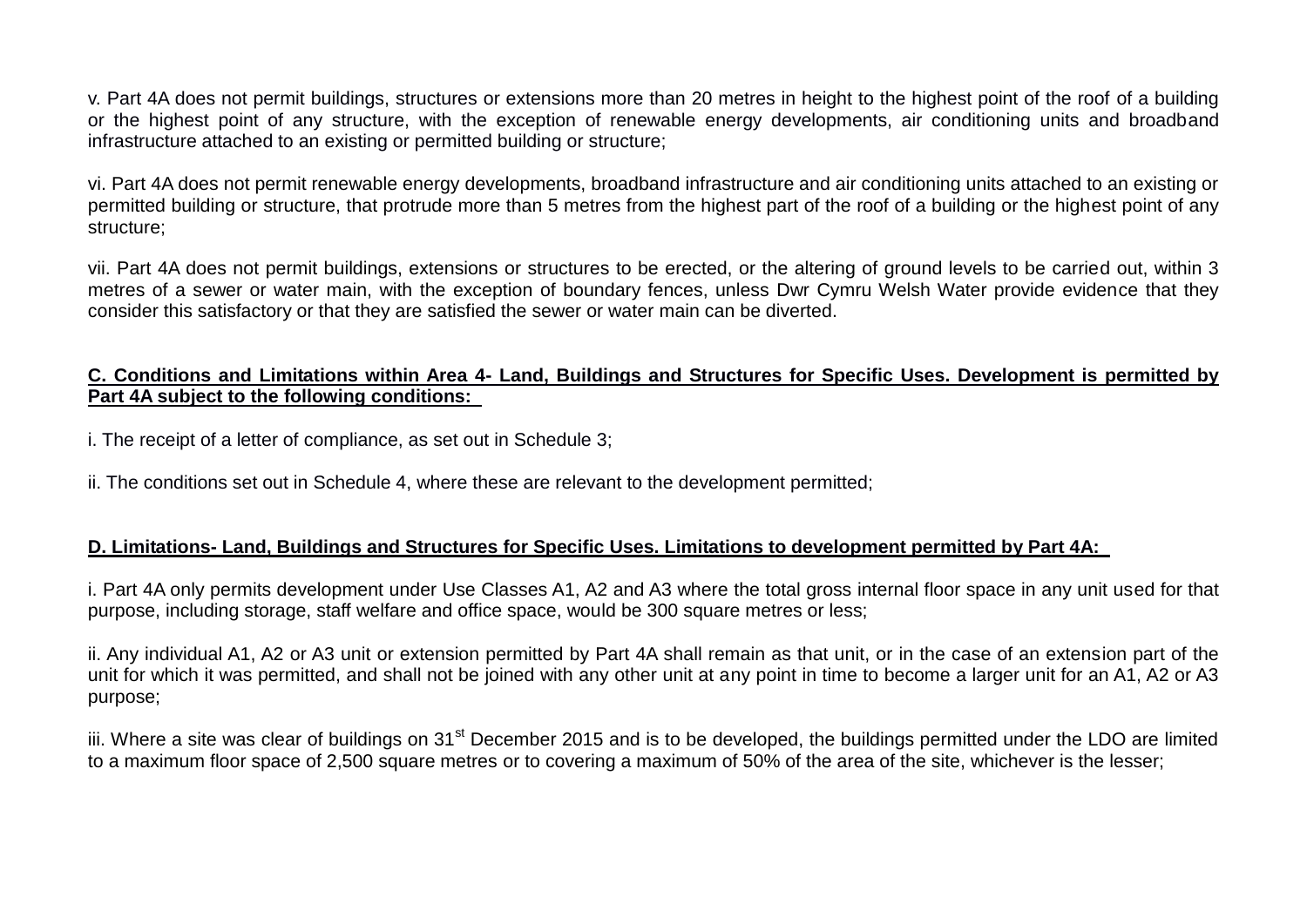v. Part 4A does not permit buildings, structures or extensions more than 20 metres in height to the highest point of the roof of a building or the highest point of any structure, with the exception of renewable energy developments, air conditioning units and broadband infrastructure attached to an existing or permitted building or structure;

vi. Part 4A does not permit renewable energy developments, broadband infrastructure and air conditioning units attached to an existing or permitted building or structure, that protrude more than 5 metres from the highest part of the roof of a building or the highest point of any structure;

vii. Part 4A does not permit buildings, extensions or structures to be erected, or the altering of ground levels to be carried out, within 3 metres of a sewer or water main, with the exception of boundary fences, unless Dwr Cymru Welsh Water provide evidence that they consider this satisfactory or that they are satisfied the sewer or water main can be diverted.

**C. Conditions and Limitations within Area 4- Land, Buildings and Structures for Specific Uses. Development is permitted by Part 4A subject to the following conditions:**

i. The receipt of a letter of compliance, as set out in Schedule 3;

ii. The conditions set out in Schedule 4, where these are relevant to the development permitted;

**D. Limitations- Land, Buildings and Structures for Specific Uses. Limitations to development permitted by Part 4A:**

i. Part 4A only permits development under Use Classes A1, A2 and A3 where the total gross internal floor space in any unit used for that purpose, including storage, staff welfare and office space, would be 300 square metres or less;

ii. Any individual A1, A2 or A3 unit or extension permitted by Part 4A shall remain as that unit, or in the case of an extension part of the unit for which it was permitted, and shall not be joined with any other unit at any point in time to become a larger unit for an A1, A2 or A3 purpose;

iii. Where a site was clear of buildings on 31st December 2015 and is to be developed, the buildings permitted under the LDO are limited to a maximum floor space of 2,500 square metres or to covering a maximum of 50% of the area of the site, whichever is the lesser;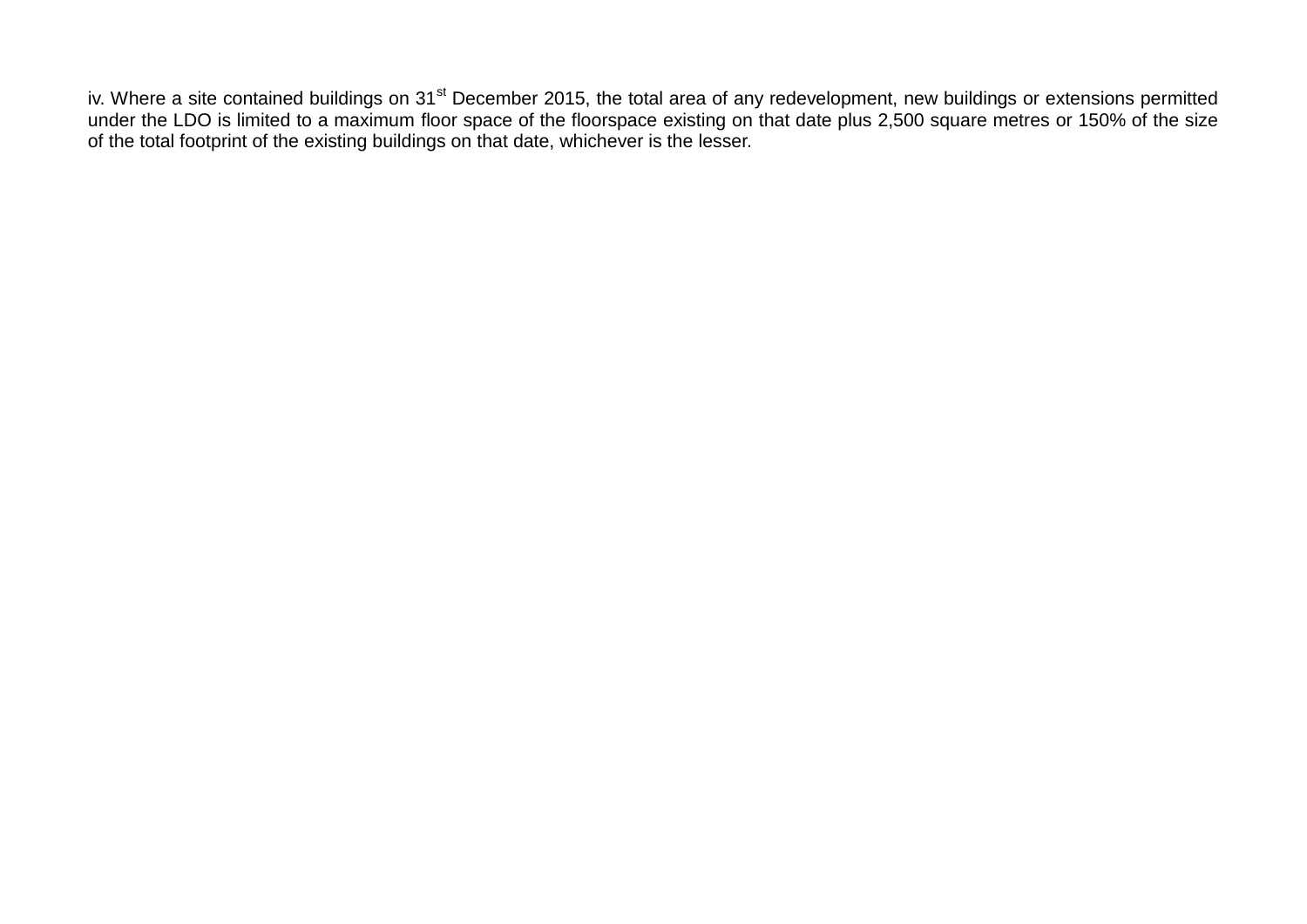iv. Where a site contained buildings on 31st December 2015, the total area of any redevelopment, new buildings or extensions permitted under the LDO is limited to a maximum floor space of the floorspace existing on that date plus 2,500 square metres or 150% of the size of the total footprint of the existing buildings on that date, whichever is the lesser.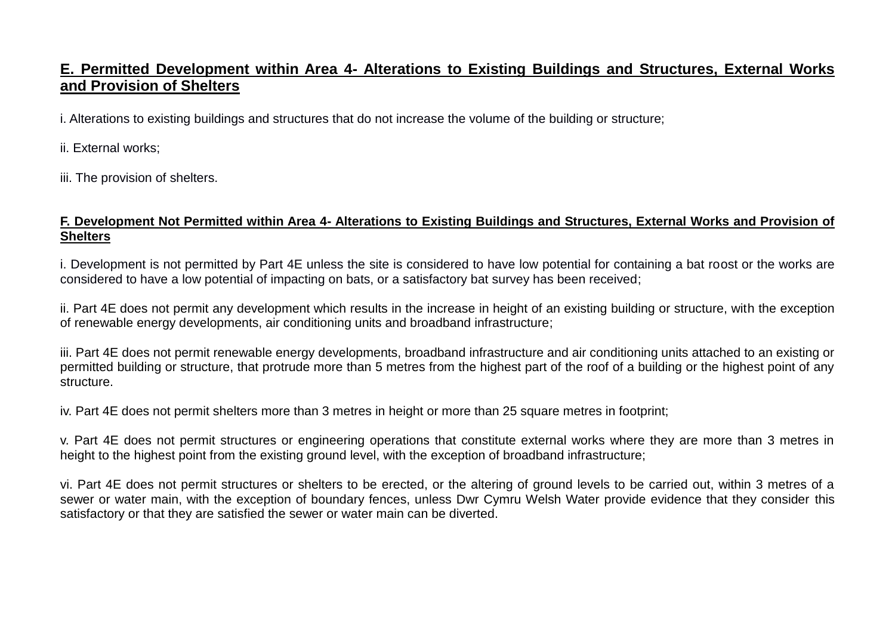**E. Permitted Development within Area 4- Alterations to Existing Buildings and Structures, External Works and Provision of Shelters**

i. Alterations to existing buildings and structures that do not increase the volume of the building or structure;

ii. External works;

iii. The provision of shelters.

**F. Development Not Permitted within Area 4- Alterations to Existing Buildings and Structures, External Works and Provision of Shelters**

i. Development is not permitted by Part 4E unless the site is considered to have low potential for containing a bat roost or the works are considered to have a low potential of impacting on bats, or a satisfactory bat survey has been received;

ii. Part 4E does not permit any development which results in the increase in height of an existing building or structure, with the exception of renewable energy developments, air conditioning units and broadband infrastructure;

iii. Part 4E does not permit renewable energy developments, broadband infrastructure and air conditioning units attached to an existing or permitted building or structure, that protrude more than 5 metres from the highest part of the roof of a building or the highest point of any structure.

iv. Part 4E does not permit shelters more than 3 metres in height or more than 25 square metres in footprint;

v. Part 4E does not permit structures or engineering operations that constitute external works where they are more than 3 metres in height to the highest point from the existing ground level, with the exception of broadband infrastructure;

vi. Part 4E does not permit structures or shelters to be erected, or the altering of ground levels to be carried out, within 3 metres of a sewer or water main, with the exception of boundary fences, unless Dwr Cymru Welsh Water provide evidence that they consider this satisfactory or that they are satisfied the sewer or water main can be diverted.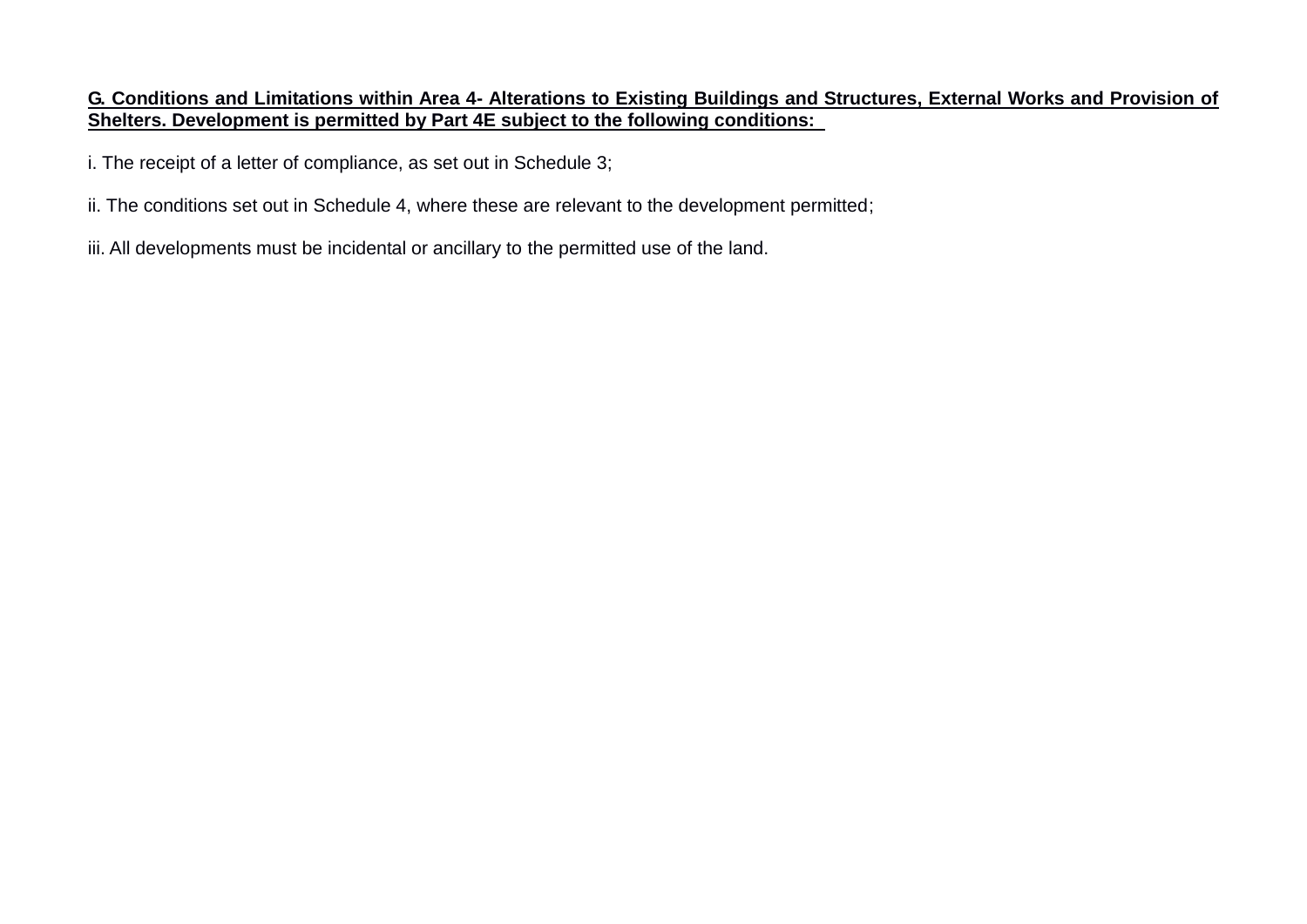**G. Conditions and Limitations within Area 4- Alterations to Existing Buildings and Structures, External Works and Provision of Shelters. Development is permitted by Part 4E subject to the following conditions:**

i. The receipt of a letter of compliance, as set out in Schedule 3;

ii. The conditions set out in Schedule 4, where these are relevant to the development permitted;

iii. All developments must be incidental or ancillary to the permitted use of the land.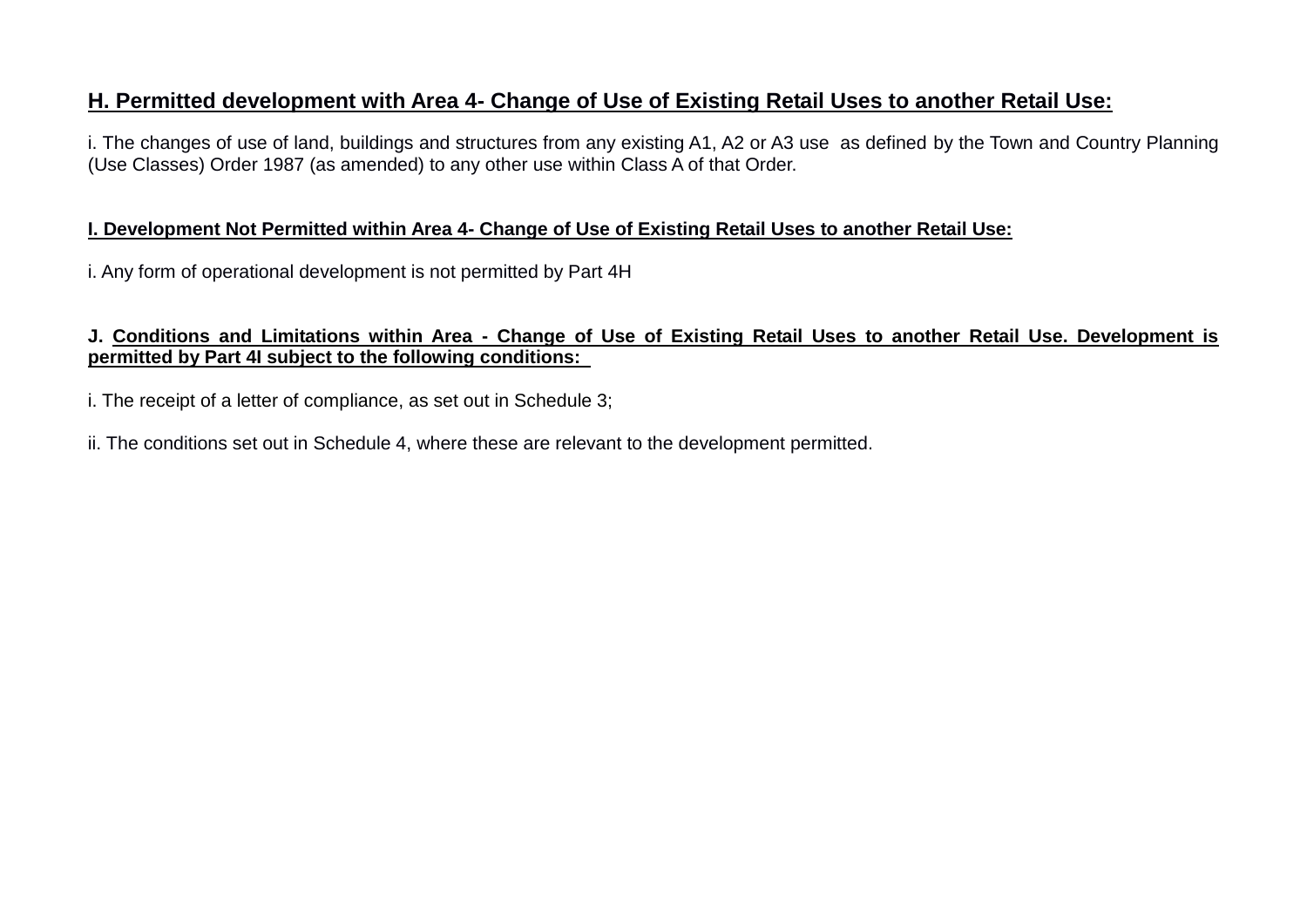**H. Permitted development with Area 4- Change of Use of Existing Retail Uses to another Retail Use:**

i. The changes of use of land, buildings and structures from any existing A1, A2 or A3 use as defined by the Town and Country Planning (Use Classes) Order 1987 (as amended) to any other use within Class A of that Order.

**I. Development Not Permitted within Area 4- Change of Use of Existing Retail Uses to another Retail Use:**

i. Any form of operational development is not permitted by Part 4H

**J. Conditions and Limitations within Area - Change of Use of Existing Retail Uses to another Retail Use. Development is permitted by Part 4I subject to the following conditions:**

i. The receipt of a letter of compliance, as set out in Schedule 3;

ii. The conditions set out in Schedule 4, where these are relevant to the development permitted.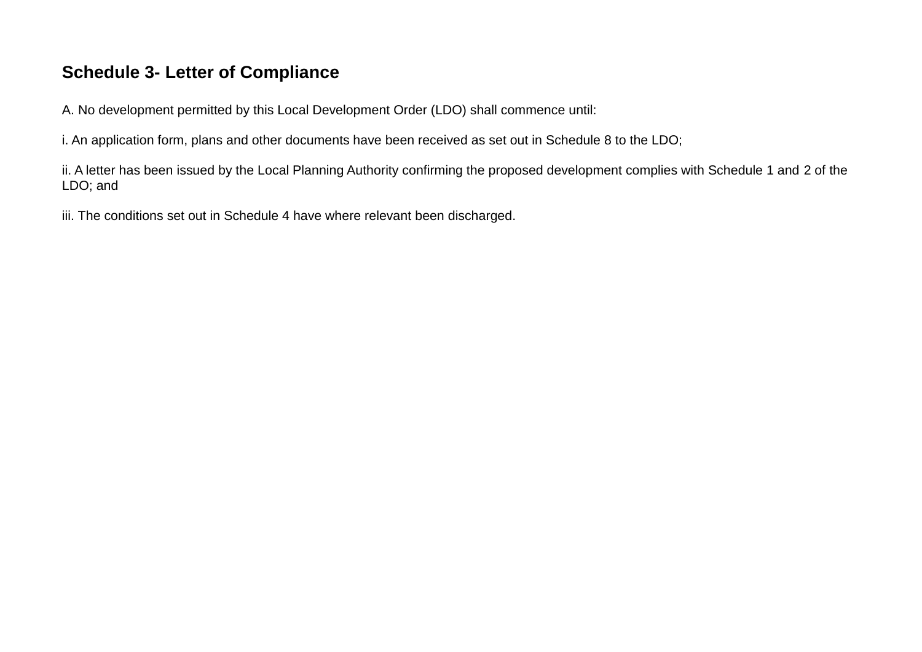## Schedule 3- Letter of Compliance

A. No development permitted by this Local Development Order (LDO) shall commence until:

i. An application form, plans and other documents have been received as set out in Schedule 8 to the LDO;

ii. A letter has been issued by the Local Planning Authority confirming the proposed development complies with Schedule 1 and 2 of the LDO; and

iii. The conditions set out in Schedule 4 have where relevant been discharged.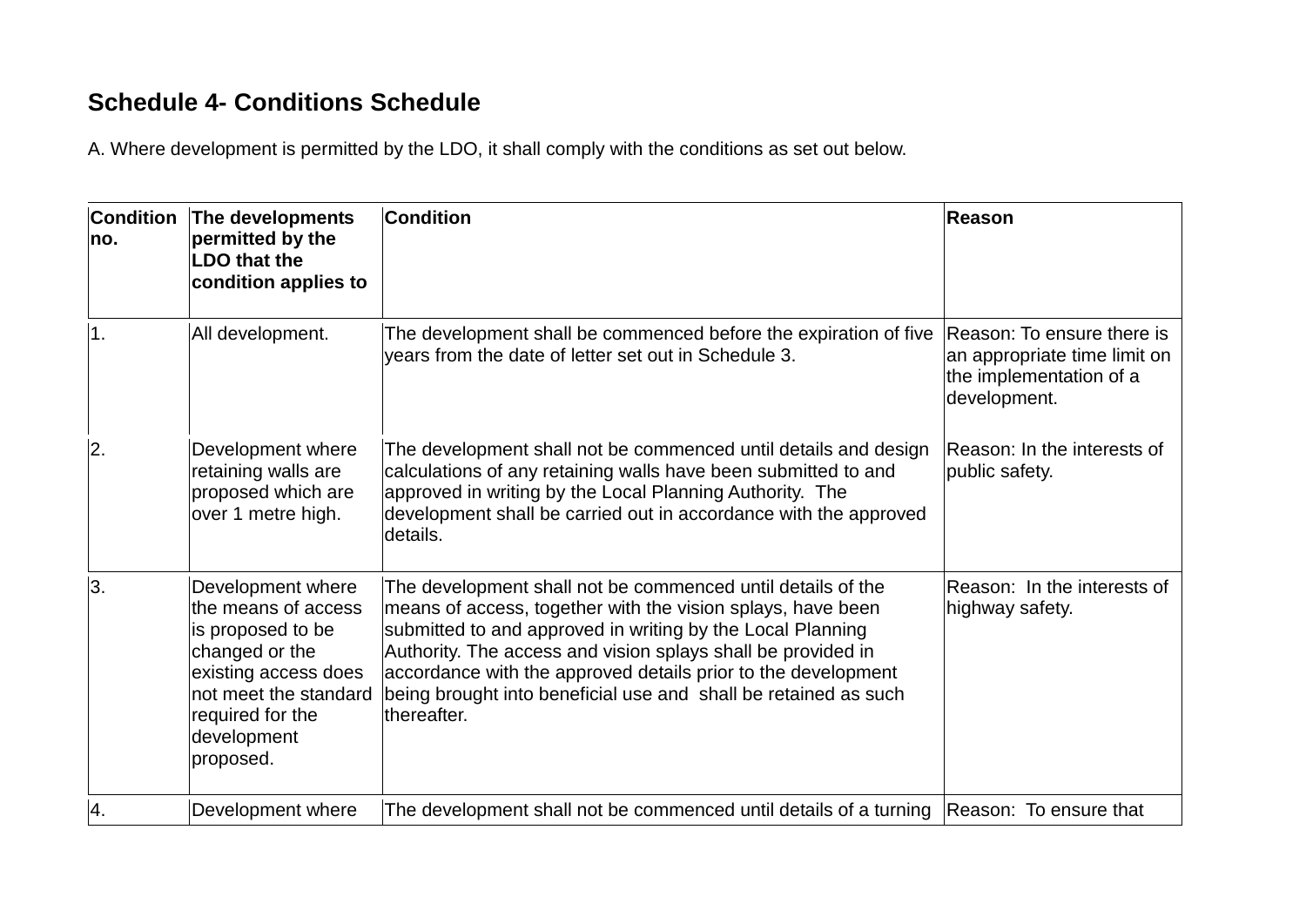## Schedule 4- Conditions Schedule

A. Where development is permitted by the LDO, it shall comply with the conditions as set out below.

| Condition no. | The developments permitted by the LDO that the condition applies to | Condition | Reason |
|---|---|---|---|
| 1. | All development. | The development shall be commenced before the expiration of five years from the date of letter set out in Schedule 3. | Reason: To ensure there is an appropriate time limit on the implementation of a development. |
| 2. | Development where retaining walls are proposed which are over 1 metre high. | The development shall not be commenced until details and design calculations of any retaining walls have been submitted to and approved in writing by the Local Planning Authority. The development shall be carried out in accordance with the approved details. | Reason: In the interests of public safety. |
| 3. | Development where the means of access is proposed to be changed or the existing access does not meet the standard required for the development proposed. | The development shall not be commenced until details of the means of access, together with the vision splays, have been submitted to and approved in writing by the Local Planning Authority. The access and vision splays shall be provided in accordance with the approved details prior to the development being brought into beneficial use and shall be retained as such thereafter. | Reason: In the interests of highway safety. |
| 4. | Development where | The development shall not be commenced until details of a turning | Reason: To ensure that |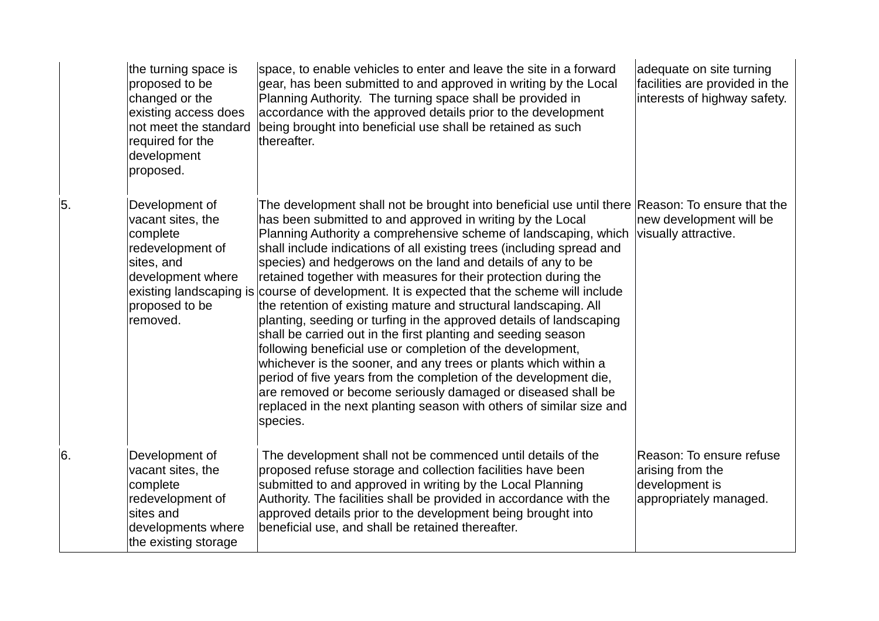| | | | |
|---|---|---|---|
| | the turning space is proposed to be changed or the existing access does not meet the standard required for the development proposed. | space, to enable vehicles to enter and leave the site in a forward gear, has been submitted to and approved in writing by the Local Planning Authority. The turning space shall be provided in accordance with the approved details prior to the development being brought into beneficial use shall be retained as such thereafter. | adequate on site turning facilities are provided in the interests of highway safety. |
| 5. | Development of vacant sites, the complete redevelopment of sites, and development where existing landscaping is proposed to be removed. | The development shall not be brought into beneficial use until there has been submitted to and approved in writing by the Local Planning Authority a comprehensive scheme of landscaping, which shall include indications of all existing trees (including spread and species) and hedgerows on the land and details of any to be retained together with measures for their protection during the course of development. It is expected that the scheme will include the retention of existing mature and structural landscaping. All planting, seeding or turfing in the approved details of landscaping shall be carried out in the first planting and seeding season following beneficial use or completion of the development, whichever is the sooner, and any trees or plants which within a period of five years from the completion of the development die, are removed or become seriously damaged or diseased shall be replaced in the next planting season with others of similar size and species. | Reason: To ensure that the new development will be visually attractive. |
| 6. | Development of vacant sites, the complete redevelopment of sites and developments where the existing storage | The development shall not be commenced until details of the proposed refuse storage and collection facilities have been submitted to and approved in writing by the Local Planning Authority. The facilities shall be provided in accordance with the approved details prior to the development being brought into beneficial use, and shall be retained thereafter. | Reason: To ensure refuse arising from the development is appropriately managed. |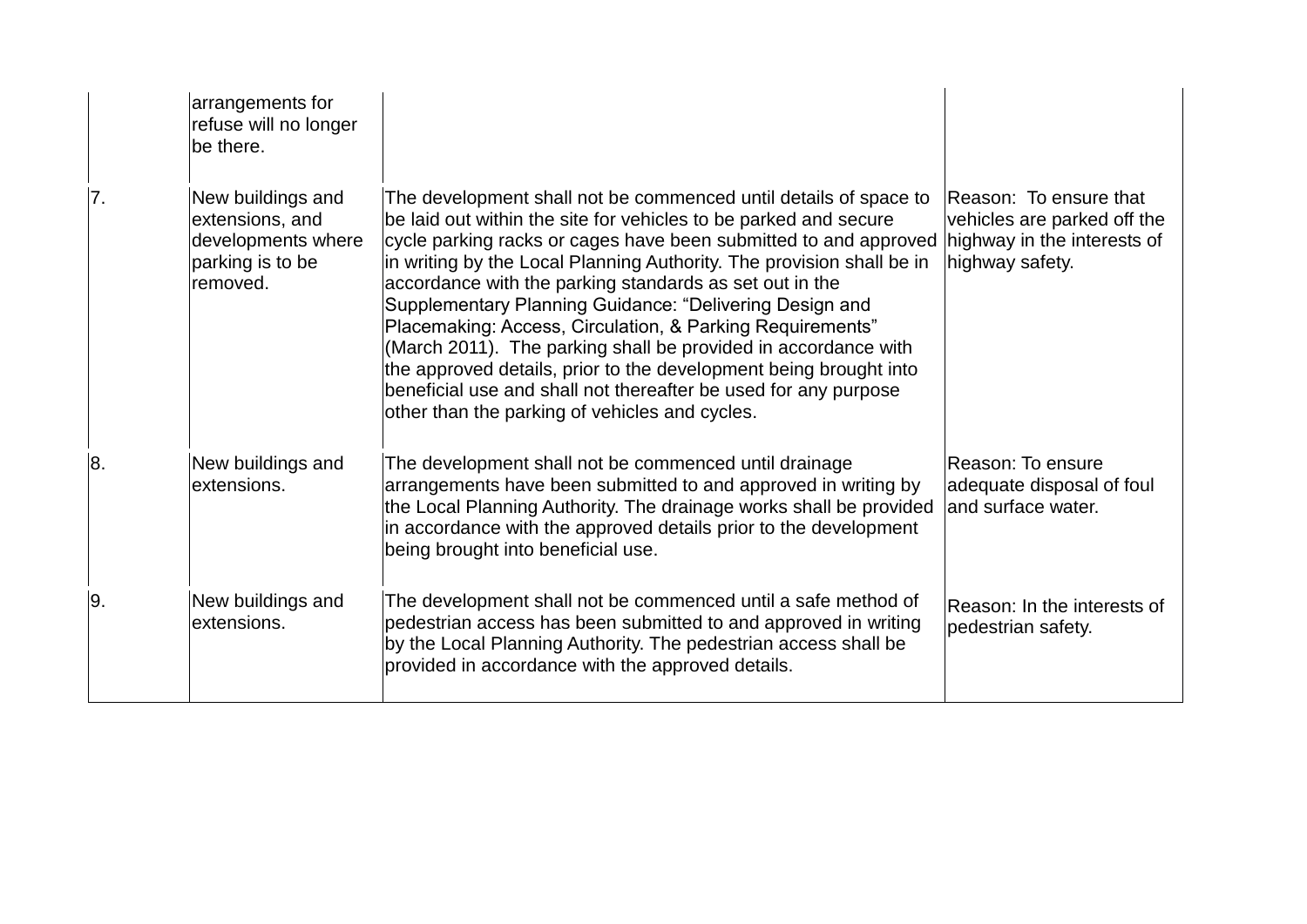| | | | |
|---|---|---|---|
| | arrangements for refuse will no longer be there. | | |
| 7. | New buildings and extensions, and developments where parking is to be removed. | The development shall not be commenced until details of space to be laid out within the site for vehicles to be parked and secure cycle parking racks or cages have been submitted to and approved in writing by the Local Planning Authority. The provision shall be in accordance with the parking standards as set out in the Supplementary Planning Guidance: "Delivering Design and Placemaking: Access, Circulation, & Parking Requirements" (March 2011). The parking shall be provided in accordance with the approved details, prior to the development being brought into beneficial use and shall not thereafter be used for any purpose other than the parking of vehicles and cycles. | Reason: To ensure that vehicles are parked off the highway in the interests of highway safety. |
| 8. | New buildings and extensions. | The development shall not be commenced until drainage arrangements have been submitted to and approved in writing by the Local Planning Authority. The drainage works shall be provided in accordance with the approved details prior to the development being brought into beneficial use. | Reason: To ensure adequate disposal of foul and surface water. |
| 9. | New buildings and extensions. | The development shall not be commenced until a safe method of pedestrian access has been submitted to and approved in writing by the Local Planning Authority. The pedestrian access shall be provided in accordance with the approved details. | Reason: In the interests of pedestrian safety. |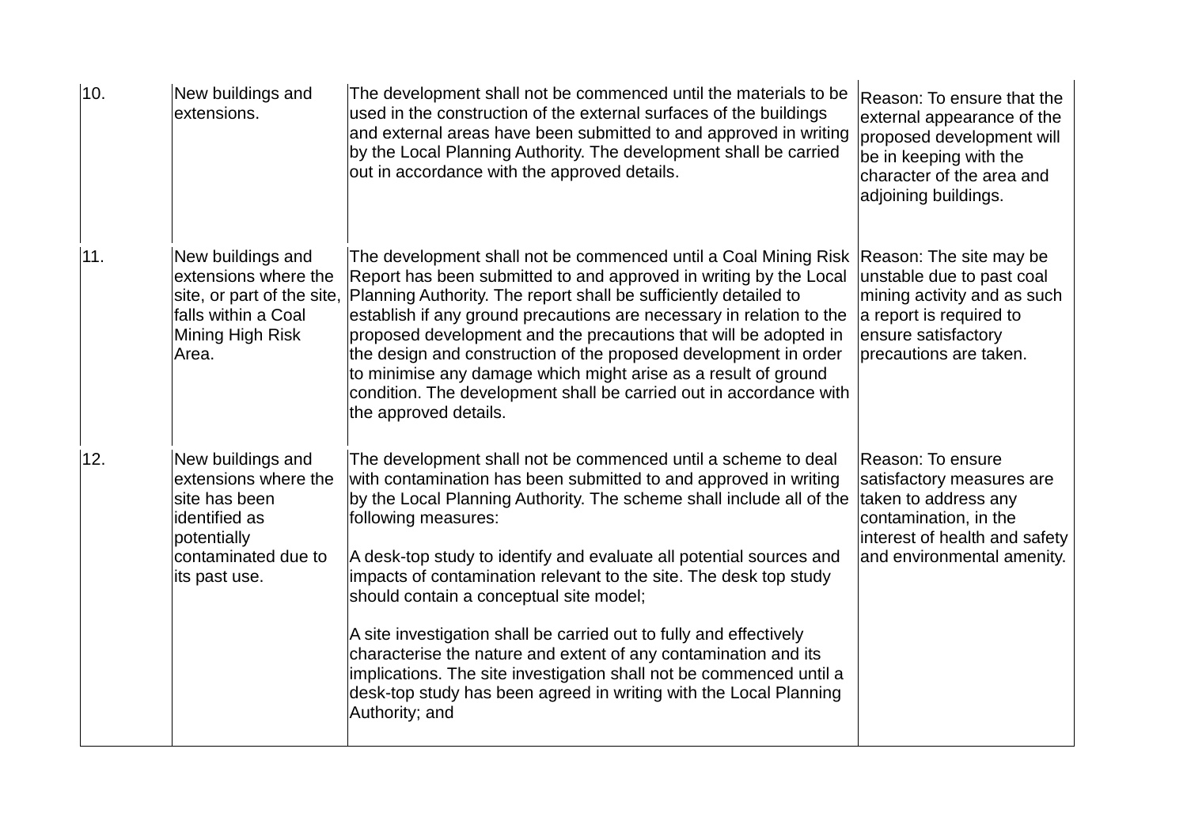| | | | |
|---|---|---|---|
| 10. | New buildings and extensions. | The development shall not be commenced until the materials to be used in the construction of the external surfaces of the buildings and external areas have been submitted to and approved in writing by the Local Planning Authority. The development shall be carried out in accordance with the approved details. | Reason: To ensure that the external appearance of the proposed development will be in keeping with the character of the area and adjoining buildings. |
| 11. | New buildings and extensions where the site, or part of the site, falls within a Coal Mining High Risk Area. | The development shall not be commenced until a Coal Mining Risk Report has been submitted to and approved in writing by the Local Planning Authority. The report shall be sufficiently detailed to establish if any ground precautions are necessary in relation to the proposed development and the precautions that will be adopted in the design and construction of the proposed development in order to minimise any damage which might arise as a result of ground condition. The development shall be carried out in accordance with the approved details. | Reason: The site may be unstable due to past coal mining activity and as such a report is required to ensure satisfactory precautions are taken. |
| 12. | New buildings and extensions where the site has been identified as potentially contaminated due to its past use. | The development shall not be commenced until a scheme to deal with contamination has been submitted to and approved in writing by the Local Planning Authority. The scheme shall include all of the following measures:<br><br>A desk-top study to identify and evaluate all potential sources and impacts of contamination relevant to the site. The desk top study should contain a conceptual site model;<br><br>A site investigation shall be carried out to fully and effectively characterise the nature and extent of any contamination and its implications. The site investigation shall not be commenced until a desk-top study has been agreed in writing with the Local Planning Authority; and | Reason: To ensure satisfactory measures are taken to address any contamination, in the interest of health and safety and environmental amenity. |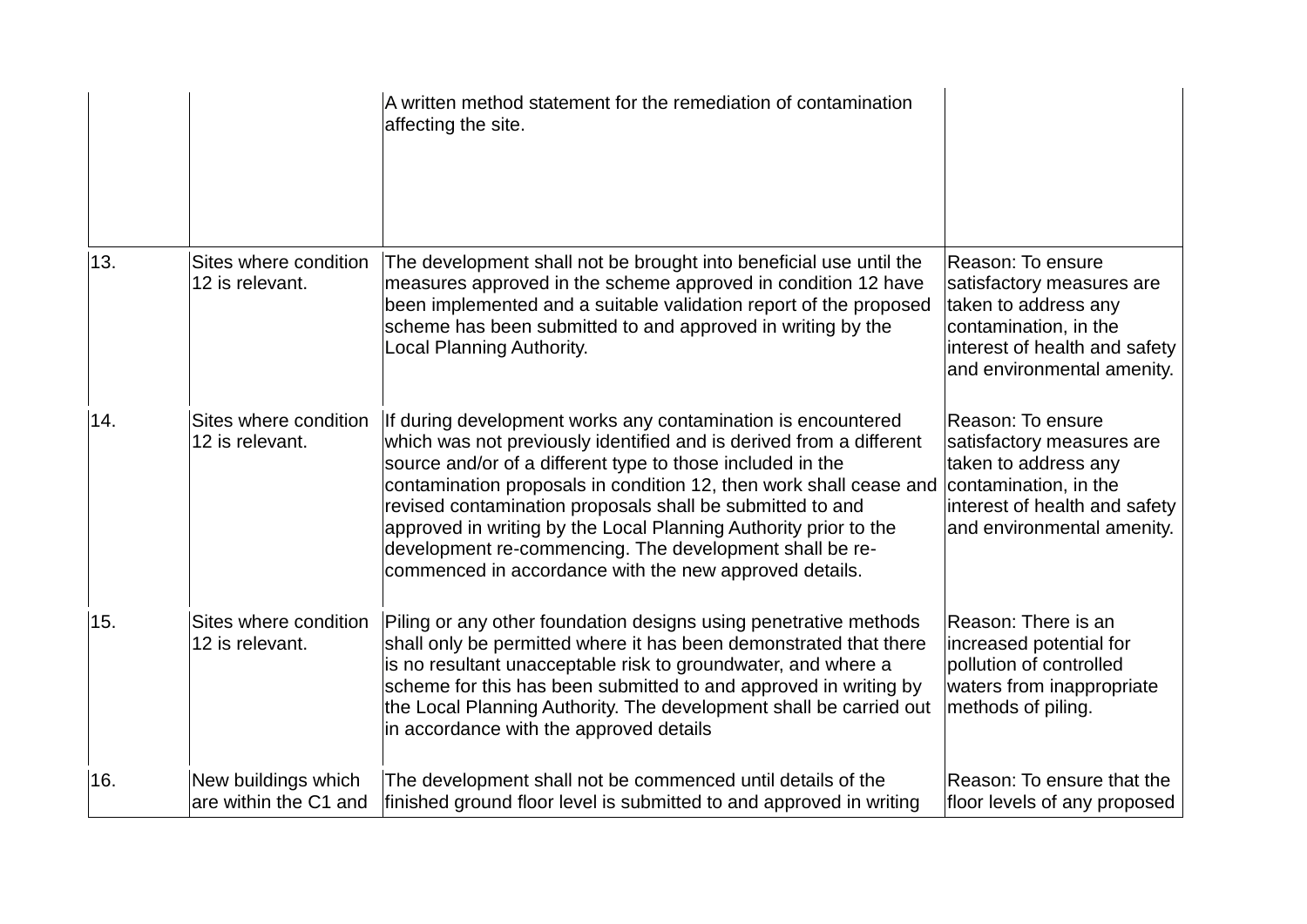| | | | |
|---|---|---|---|
| | | A written method statement for the remediation of contamination affecting the site. | |
| 13. | Sites where condition 12 is relevant. | The development shall not be brought into beneficial use until the measures approved in the scheme approved in condition 12 have been implemented and a suitable validation report of the proposed scheme has been submitted to and approved in writing by the Local Planning Authority. | Reason: To ensure satisfactory measures are taken to address any contamination, in the interest of health and safety and environmental amenity. |
| 14. | Sites where condition 12 is relevant. | If during development works any contamination is encountered which was not previously identified and is derived from a different source and/or of a different type to those included in the contamination proposals in condition 12, then work shall cease and revised contamination proposals shall be submitted to and approved in writing by the Local Planning Authority prior to the development re-commencing. The development shall be re-commenced in accordance with the new approved details. | Reason: To ensure satisfactory measures are taken to address any contamination, in the interest of health and safety and environmental amenity. |
| 15. | Sites where condition 12 is relevant. | Piling or any other foundation designs using penetrative methods shall only be permitted where it has been demonstrated that there is no resultant unacceptable risk to groundwater, and where a scheme for this has been submitted to and approved in writing by the Local Planning Authority. The development shall be carried out in accordance with the approved details | Reason: There is an increased potential for pollution of controlled waters from inappropriate methods of piling. |
| 16. | New buildings which are within the C1 and | The development shall not be commenced until details of the finished ground floor level is submitted to and approved in writing | Reason: To ensure that the floor levels of any proposed |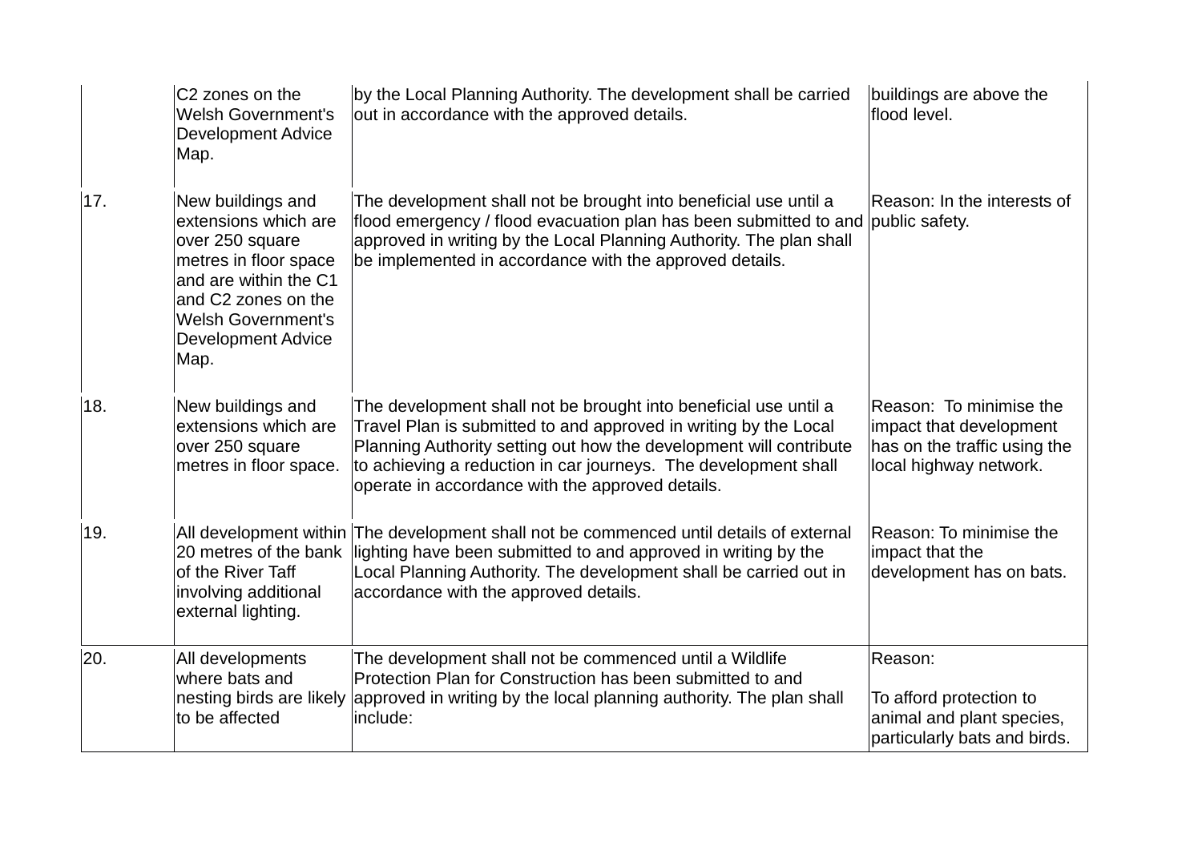| | | | |
|---|---|---|---|
| | C2 zones on the Welsh Government's Development Advice Map. | by the Local Planning Authority. The development shall be carried out in accordance with the approved details. | buildings are above the flood level. |
| 17. | New buildings and extensions which are over 250 square metres in floor space and are within the C1 and C2 zones on the Welsh Government's Development Advice Map. | The development shall not be brought into beneficial use until a flood emergency / flood evacuation plan has been submitted to and approved in writing by the Local Planning Authority. The plan shall be implemented in accordance with the approved details. | Reason: In the interests of public safety. |
| 18. | New buildings and extensions which are over 250 square metres in floor space. | The development shall not be brought into beneficial use until a Travel Plan is submitted to and approved in writing by the Local Planning Authority setting out how the development will contribute to achieving a reduction in car journeys. The development shall operate in accordance with the approved details. | Reason: To minimise the impact that development has on the traffic using the local highway network. |
| 19. | All development within 20 metres of the bank of the River Taff involving additional external lighting. | The development shall not be commenced until details of external lighting have been submitted to and approved in writing by the Local Planning Authority. The development shall be carried out in accordance with the approved details. | Reason: To minimise the impact that the development has on bats. |
| 20. | All developments where bats and nesting birds are likely to be affected | The development shall not be commenced until a Wildlife Protection Plan for Construction has been submitted to and approved in writing by the local planning authority. The plan shall include: | Reason:<br><br>To afford protection to animal and plant species, particularly bats and birds. |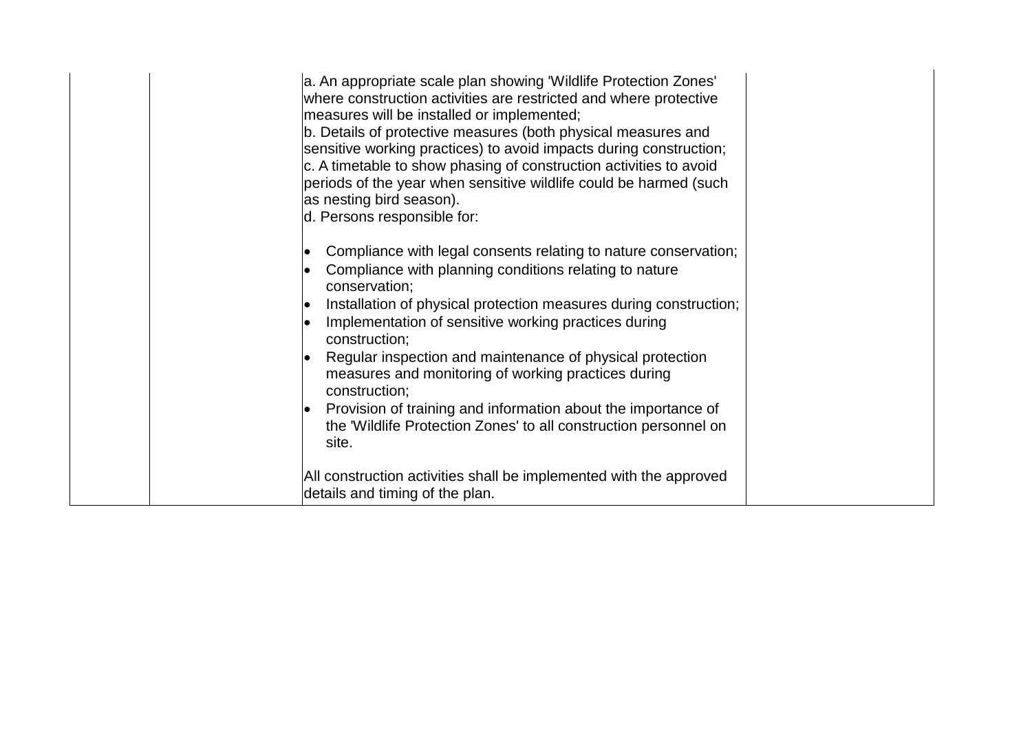| | | | |
|---|---|---|---|
| | | a. An appropriate scale plan showing 'Wildlife Protection Zones' where construction activities are restricted and where protective measures will be installed or implemented;<br>b. Details of protective measures (both physical measures and sensitive working practices) to avoid impacts during construction;<br>c. A timetable to show phasing of construction activities to avoid periods of the year when sensitive wildlife could be harmed (such as nesting bird season).<br>d. Persons responsible for:<br><br>• Compliance with legal consents relating to nature conservation;<br>• Compliance with planning conditions relating to nature conservation;<br>• Installation of physical protection measures during construction;<br>• Implementation of sensitive working practices during construction;<br>• Regular inspection and maintenance of physical protection measures and monitoring of working practices during construction;<br>• Provision of training and information about the importance of the 'Wildlife Protection Zones' to all construction personnel on site.<br><br>All construction activities shall be implemented with the approved details and timing of the plan. | |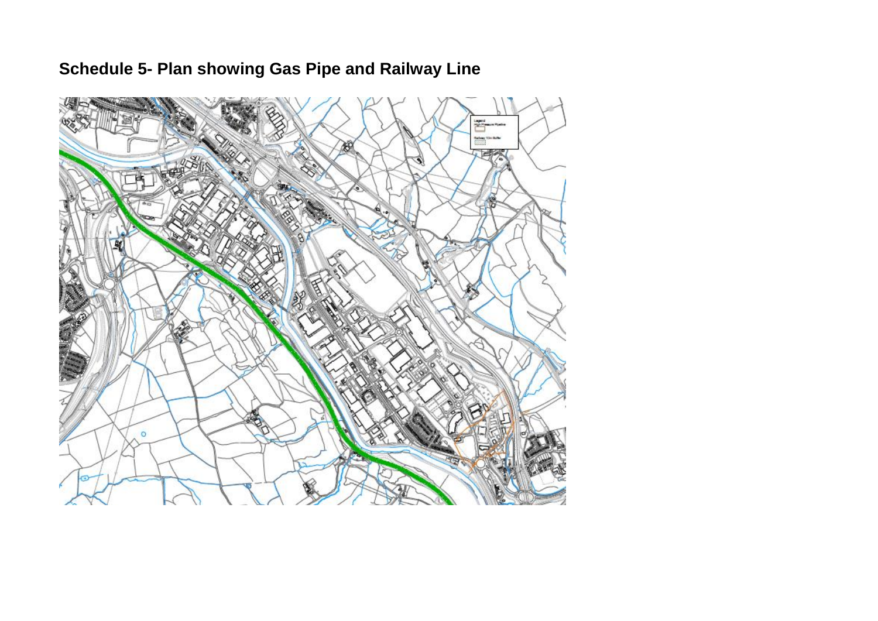# Schedule 5- Plan showing Gas Pipe and Railway Line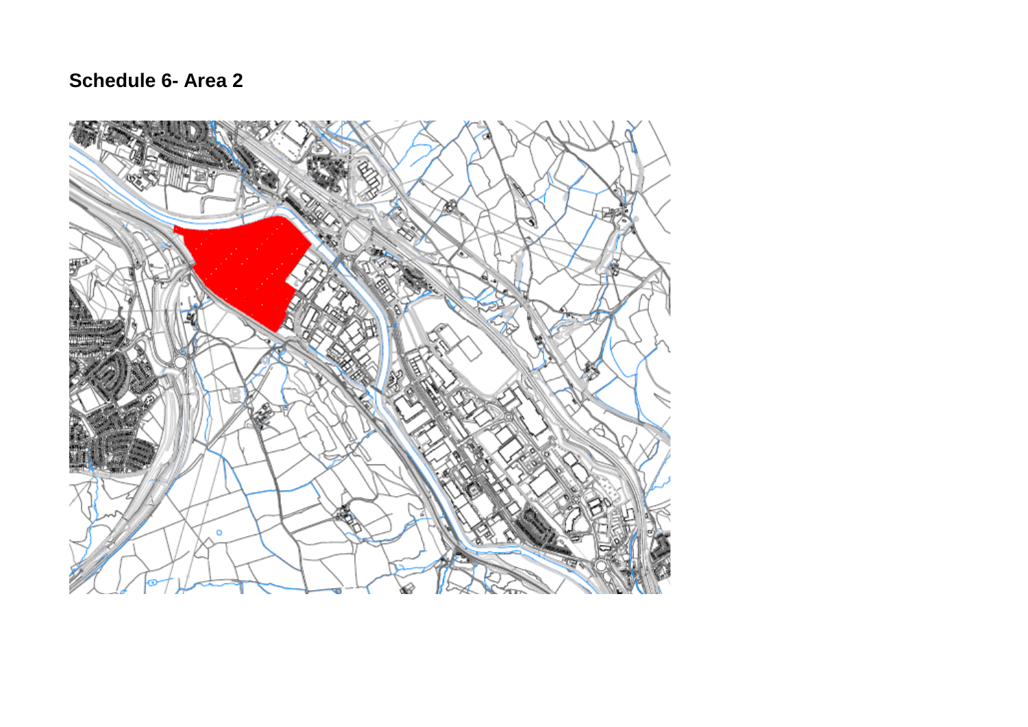## Schedule 6- Area 2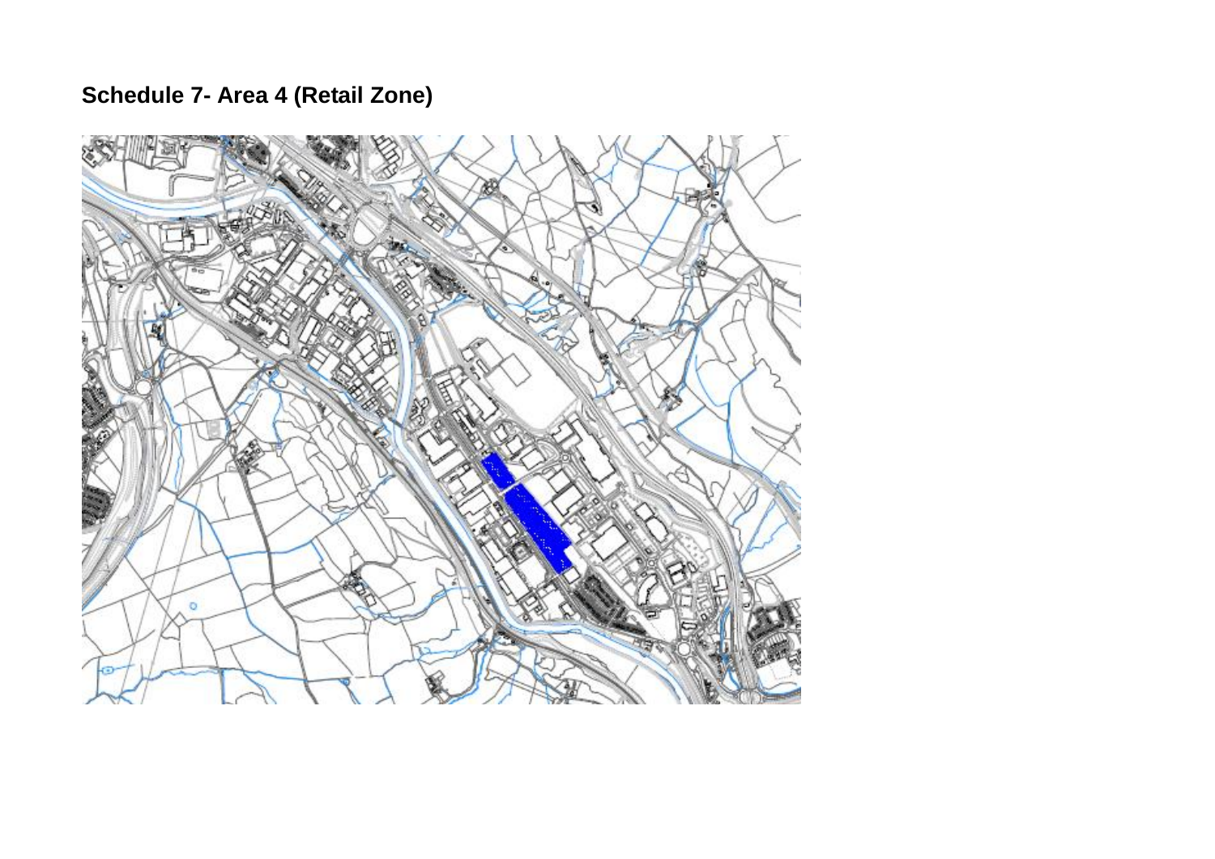**Schedule 7- Area 4 (Retail Zone)**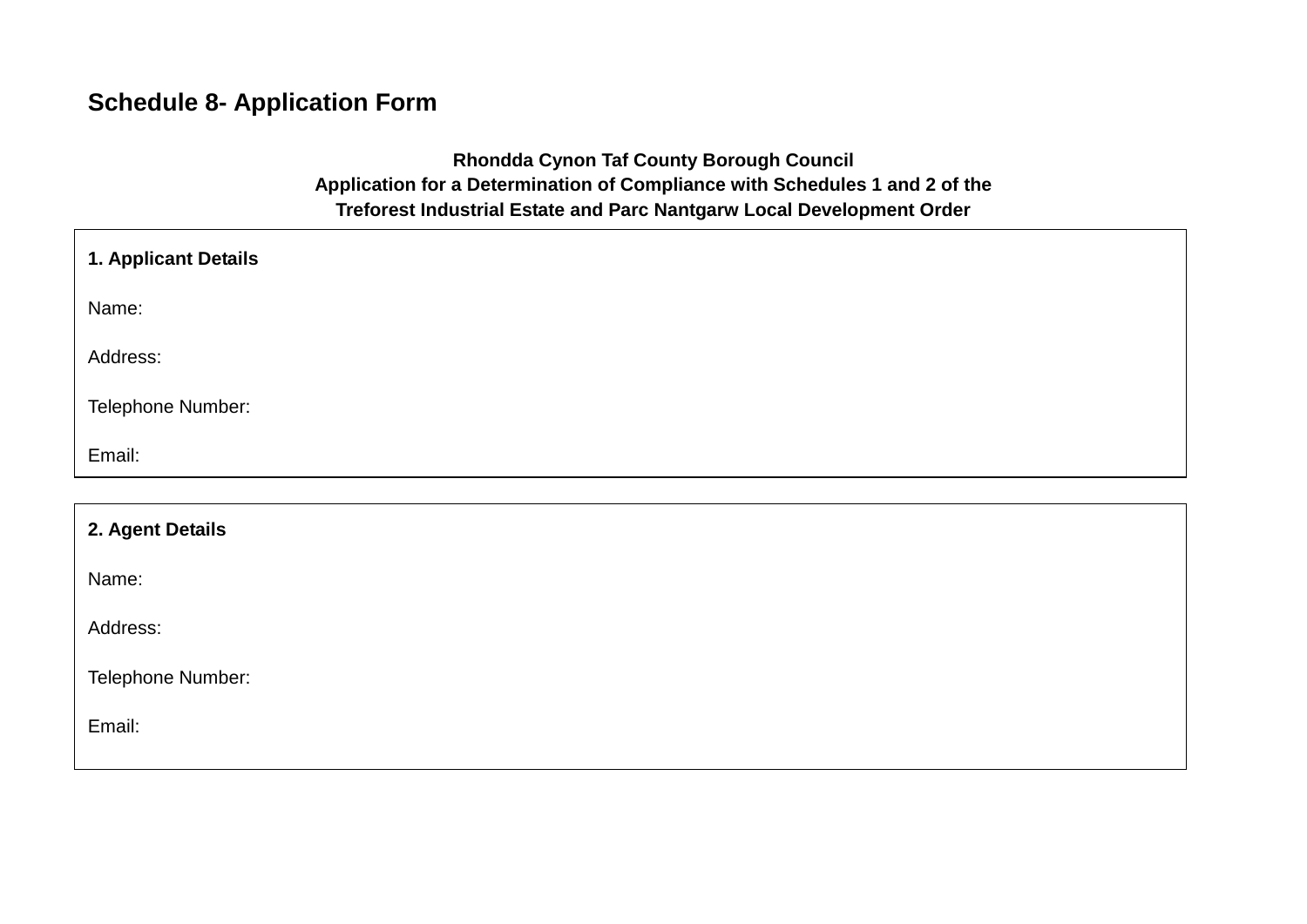## Schedule 8- Application Form

**Rhondda Cynon Taf County Borough Council**
**Application for a Determination of Compliance with Schedules 1 and 2 of the Treforest Industrial Estate and Parc Nantgarw Local Development Order**

**1. Applicant Details**

Name:

Address:

Telephone Number:

Email:

**2. Agent Details**

Name:

Address:

Telephone Number:

Email: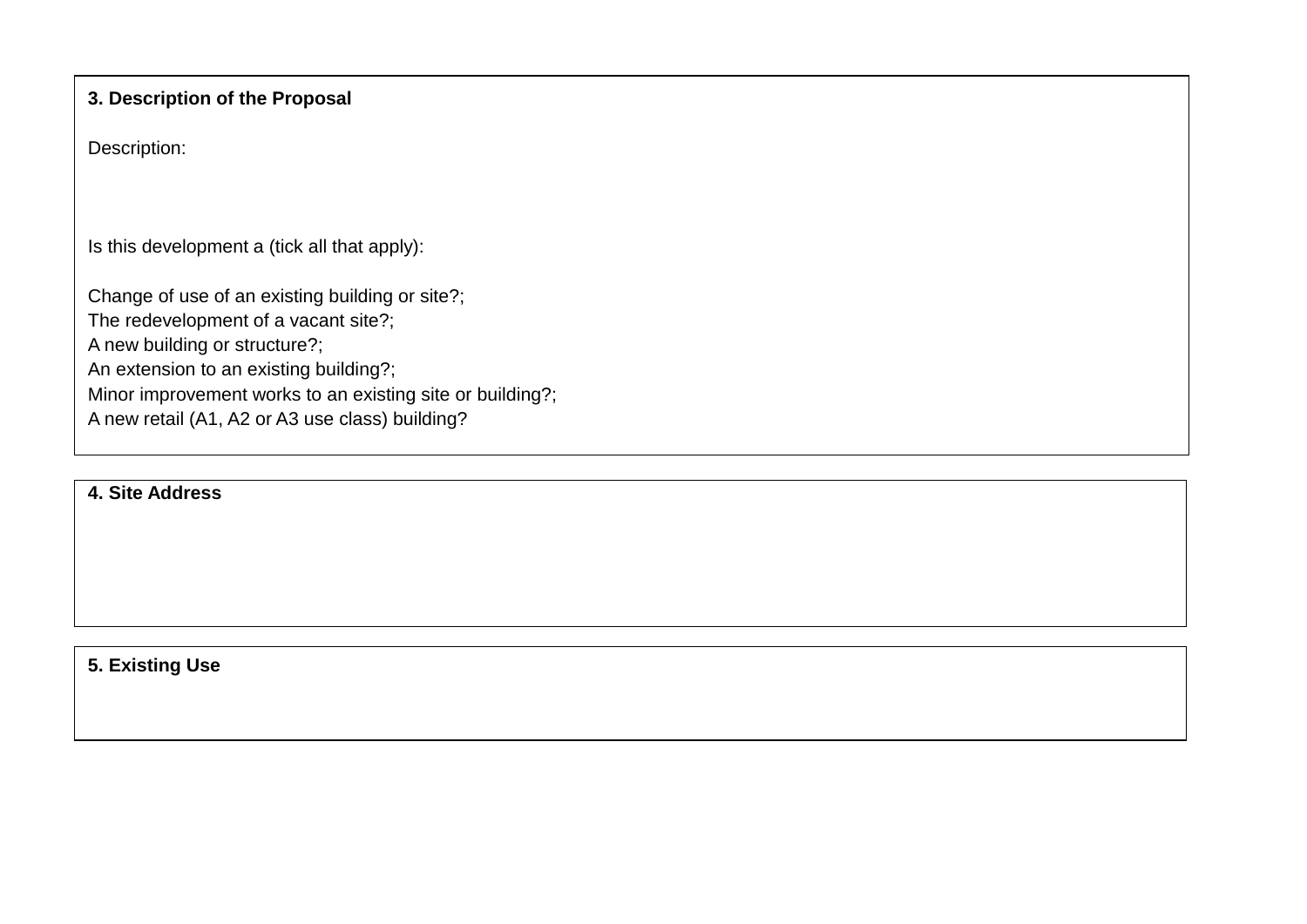**3. Description of the Proposal**

Description:

Is this development a (tick all that apply):

Change of use of an existing building or site?;
The redevelopment of a vacant site?;
A new building or structure?;
An extension to an existing building?;
Minor improvement works to an existing site or building?;
A new retail (A1, A2 or A3 use class) building?

**4. Site Address**

**5. Existing Use**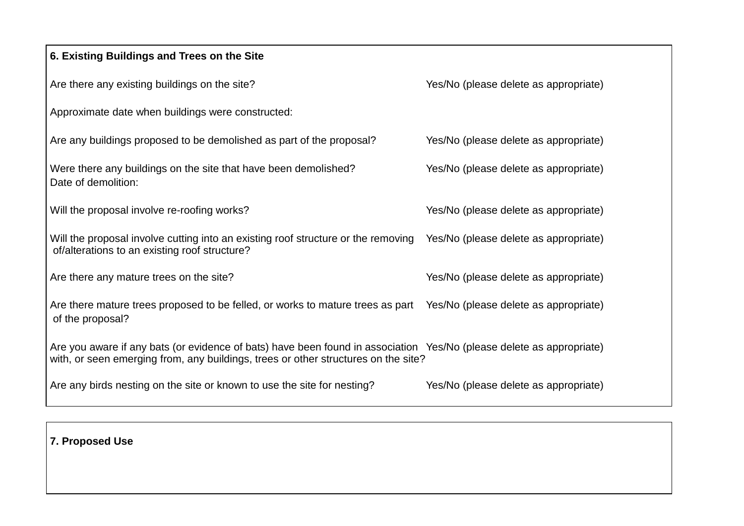## 6. Existing Buildings and Trees on the Site

| | |
|---|---|
| Are there any existing buildings on the site? | Yes/No (please delete as appropriate) |
| Approximate date when buildings were constructed: | |
| Are any buildings proposed to be demolished as part of the proposal? | Yes/No (please delete as appropriate) |
| Were there any buildings on the site that have been demolished?<br>Date of demolition: | Yes/No (please delete as appropriate) |
| Will the proposal involve re-roofing works? | Yes/No (please delete as appropriate) |
| Will the proposal involve cutting into an existing roof structure or the removing of/alterations to an existing roof structure? | Yes/No (please delete as appropriate) |
| Are there any mature trees on the site? | Yes/No (please delete as appropriate) |
| Are there mature trees proposed to be felled, or works to mature trees as part of the proposal? | Yes/No (please delete as appropriate) |
| Are you aware if any bats (or evidence of bats) have been found in association with, or seen emerging from, any buildings, trees or other structures on the site? | Yes/No (please delete as appropriate) |
| Are any birds nesting on the site or known to use the site for nesting? | Yes/No (please delete as appropriate) |

## 7. Proposed Use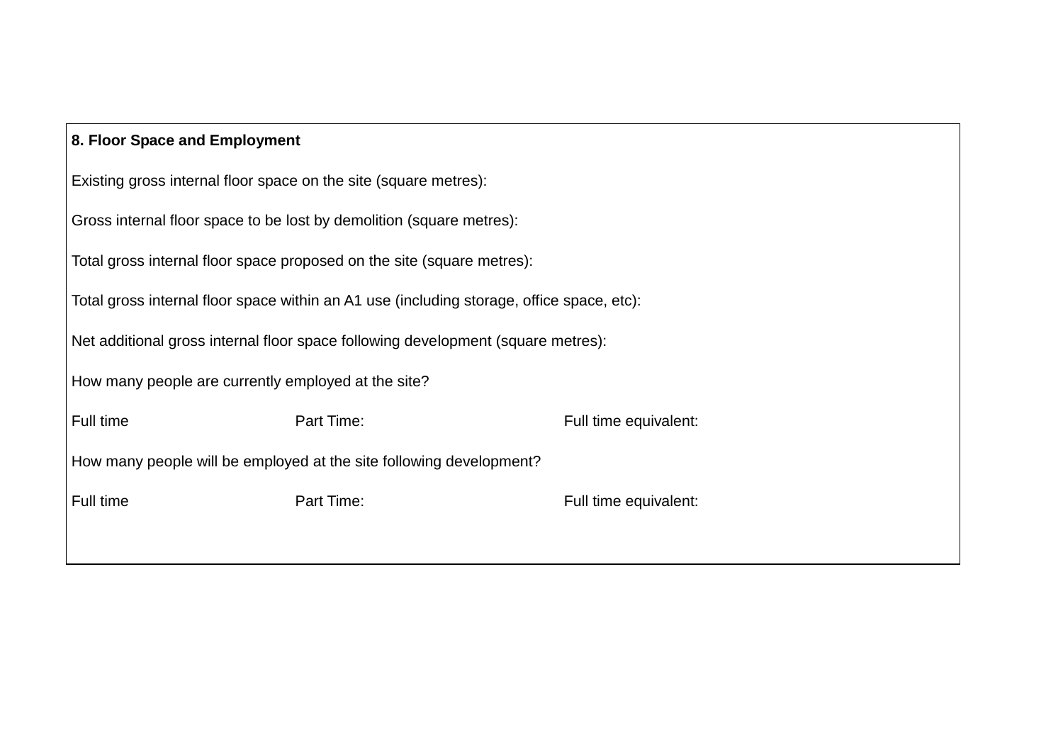**8. Floor Space and Employment**

Existing gross internal floor space on the site (square metres):

Gross internal floor space to be lost by demolition (square metres):

Total gross internal floor space proposed on the site (square metres):

Total gross internal floor space within an A1 use (including storage, office space, etc):

Net additional gross internal floor space following development (square metres):

How many people are currently employed at the site?

| Full time | Part Time: | Full time equivalent: |
|---|---|---|

How many people will be employed at the site following development?

| Full time | Part Time: | Full time equivalent: |
|---|---|---|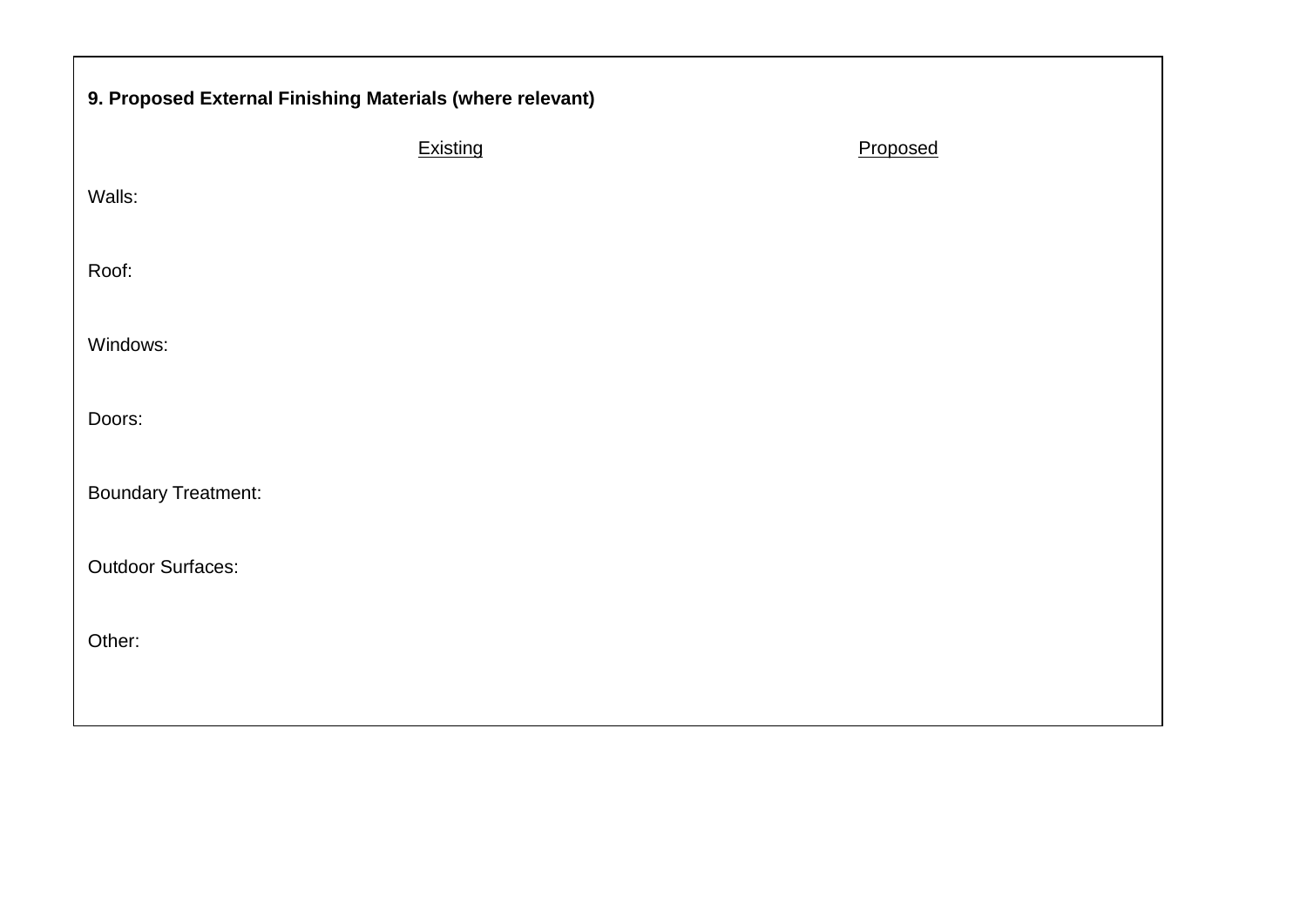**9. Proposed External Finishing Materials (where relevant)**

| | Existing | Proposed |
|---|---|---|
| Walls: | | |
| Roof: | | |
| Windows: | | |
| Doors: | | |
| Boundary Treatment: | | |
| Outdoor Surfaces: | | |
| Other: | | |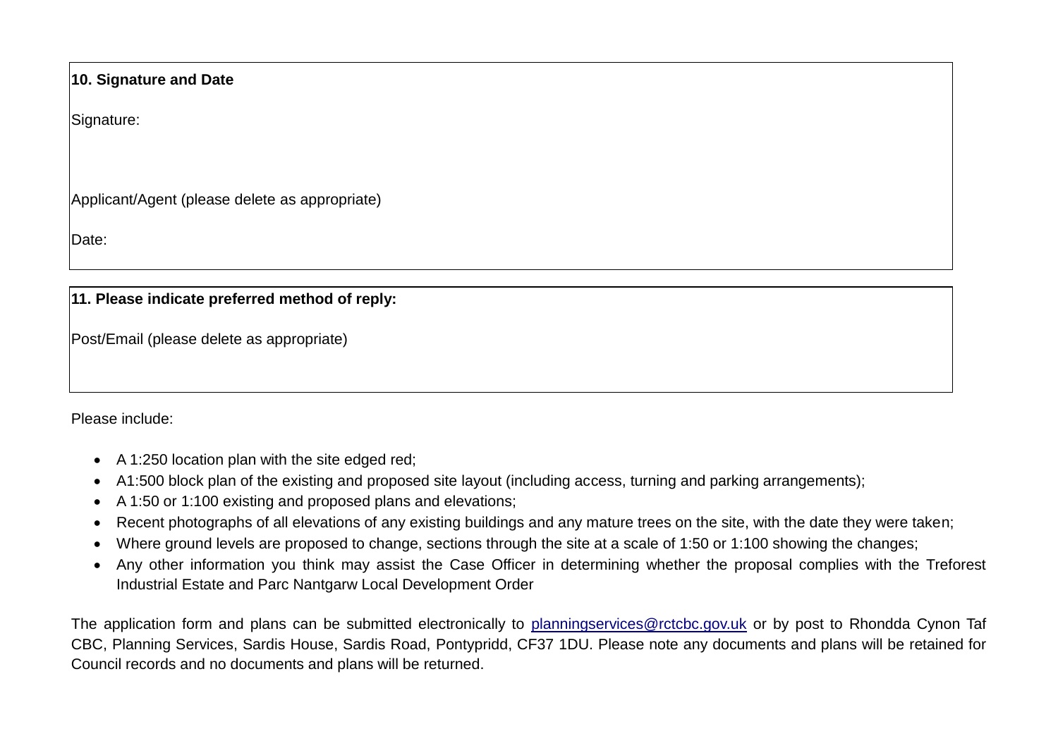**10. Signature and Date**

Signature:

Applicant/Agent (please delete as appropriate)

Date:

**11. Please indicate preferred method of reply:**

Post/Email (please delete as appropriate)

Please include:

- A 1:250 location plan with the site edged red;
- A1:500 block plan of the existing and proposed site layout (including access, turning and parking arrangements);
- A 1:50 or 1:100 existing and proposed plans and elevations;
- Recent photographs of all elevations of any existing buildings and any mature trees on the site, with the date they were taken;
- Where ground levels are proposed to change, sections through the site at a scale of 1:50 or 1:100 showing the changes;
- Any other information you think may assist the Case Officer in determining whether the proposal complies with the Treforest Industrial Estate and Parc Nantgarw Local Development Order

The application form and plans can be submitted electronically to planningservices@rctcbc.gov.uk or by post to Rhondda Cynon Taf CBC, Planning Services, Sardis House, Sardis Road, Pontypridd, CF37 1DU. Please note any documents and plans will be retained for Council records and no documents and plans will be returned.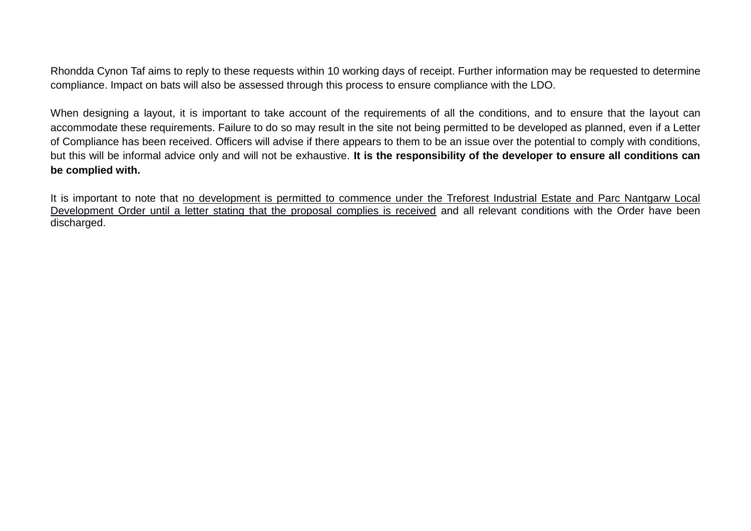Rhondda Cynon Taf aims to reply to these requests within 10 working days of receipt. Further information may be requested to determine compliance. Impact on bats will also be assessed through this process to ensure compliance with the LDO.

When designing a layout, it is important to take account of the requirements of all the conditions, and to ensure that the layout can accommodate these requirements. Failure to do so may result in the site not being permitted to be developed as planned, even if a Letter of Compliance has been received. Officers will advise if there appears to them to be an issue over the potential to comply with conditions, but this will be informal advice only and will not be exhaustive. **It is the responsibility of the developer to ensure all conditions can be complied with.**

It is important to note that <u>no development is permitted to commence under the Treforest Industrial Estate and Parc Nantgarw Local Development Order until a letter stating that the proposal complies is received</u> and all relevant conditions with the Order have been discharged.